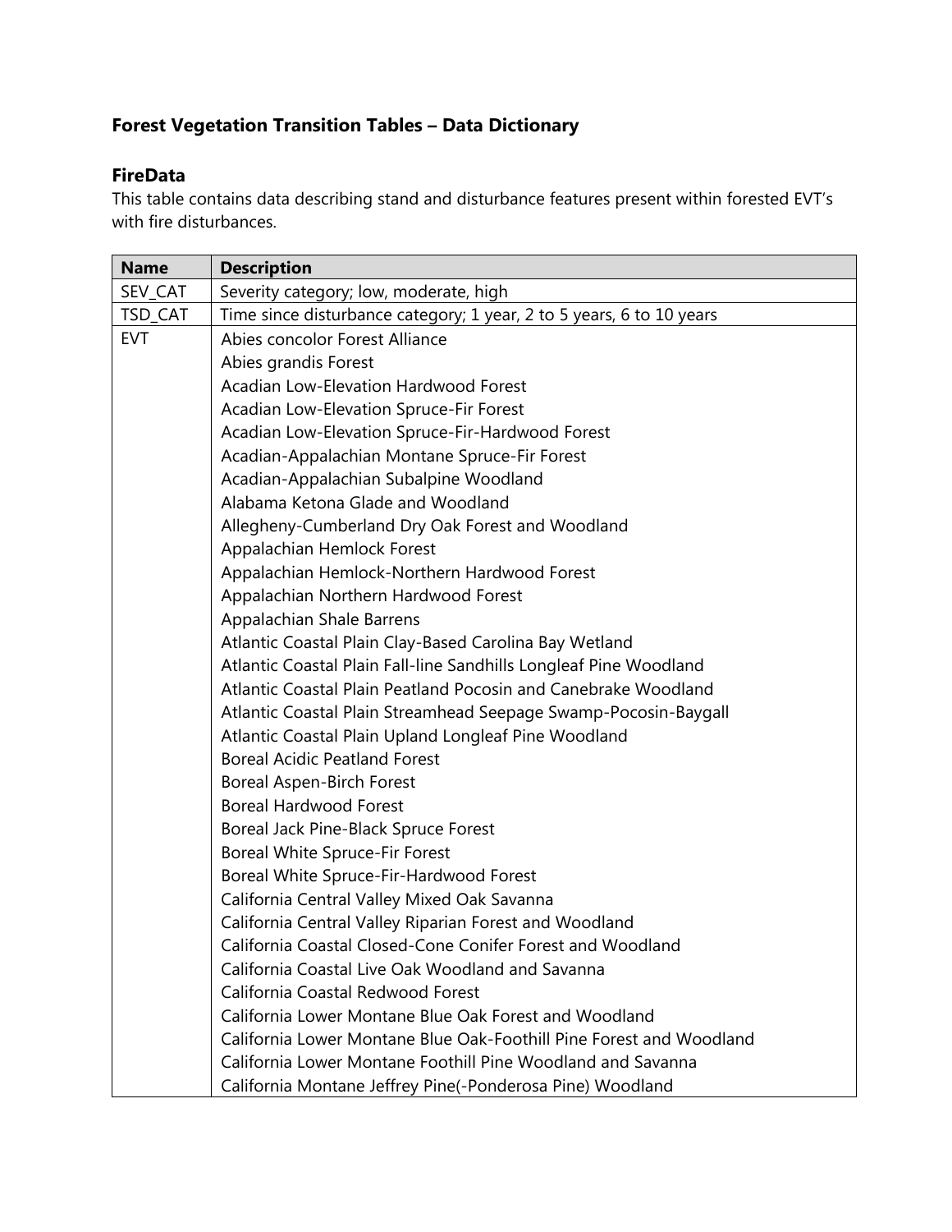## Forest Vegetation Transition Tables – Data Dictionary

### FireData

This table contains data describing stand and disturbance features present within forested EVT's with fire disturbances.

| Name | Description |
|---|---|
| SEV_CAT | Severity category; low, moderate, high |
| TSD_CAT | Time since disturbance category; 1 year, 2 to 5 years, 6 to 10 years |
| EVT | Abies concolor Forest Alliance |
| | Abies grandis Forest |
| | Acadian Low-Elevation Hardwood Forest |
| | Acadian Low-Elevation Spruce-Fir Forest |
| | Acadian Low-Elevation Spruce-Fir-Hardwood Forest |
| | Acadian-Appalachian Montane Spruce-Fir Forest |
| | Acadian-Appalachian Subalpine Woodland |
| | Alabama Ketona Glade and Woodland |
| | Allegheny-Cumberland Dry Oak Forest and Woodland |
| | Appalachian Hemlock Forest |
| | Appalachian Hemlock-Northern Hardwood Forest |
| | Appalachian Northern Hardwood Forest |
| | Appalachian Shale Barrens |
| | Atlantic Coastal Plain Clay-Based Carolina Bay Wetland |
| | Atlantic Coastal Plain Fall-line Sandhills Longleaf Pine Woodland |
| | Atlantic Coastal Plain Peatland Pocosin and Canebrake Woodland |
| | Atlantic Coastal Plain Streamhead Seepage Swamp-Pocosin-Baygall |
| | Atlantic Coastal Plain Upland Longleaf Pine Woodland |
| | Boreal Acidic Peatland Forest |
| | Boreal Aspen-Birch Forest |
| | Boreal Hardwood Forest |
| | Boreal Jack Pine-Black Spruce Forest |
| | Boreal White Spruce-Fir Forest |
| | Boreal White Spruce-Fir-Hardwood Forest |
| | California Central Valley Mixed Oak Savanna |
| | California Central Valley Riparian Forest and Woodland |
| | California Coastal Closed-Cone Conifer Forest and Woodland |
| | California Coastal Live Oak Woodland and Savanna |
| | California Coastal Redwood Forest |
| | California Lower Montane Blue Oak Forest and Woodland |
| | California Lower Montane Blue Oak-Foothill Pine Forest and Woodland |
| | California Lower Montane Foothill Pine Woodland and Savanna |
| | California Montane Jeffrey Pine(-Ponderosa Pine) Woodland |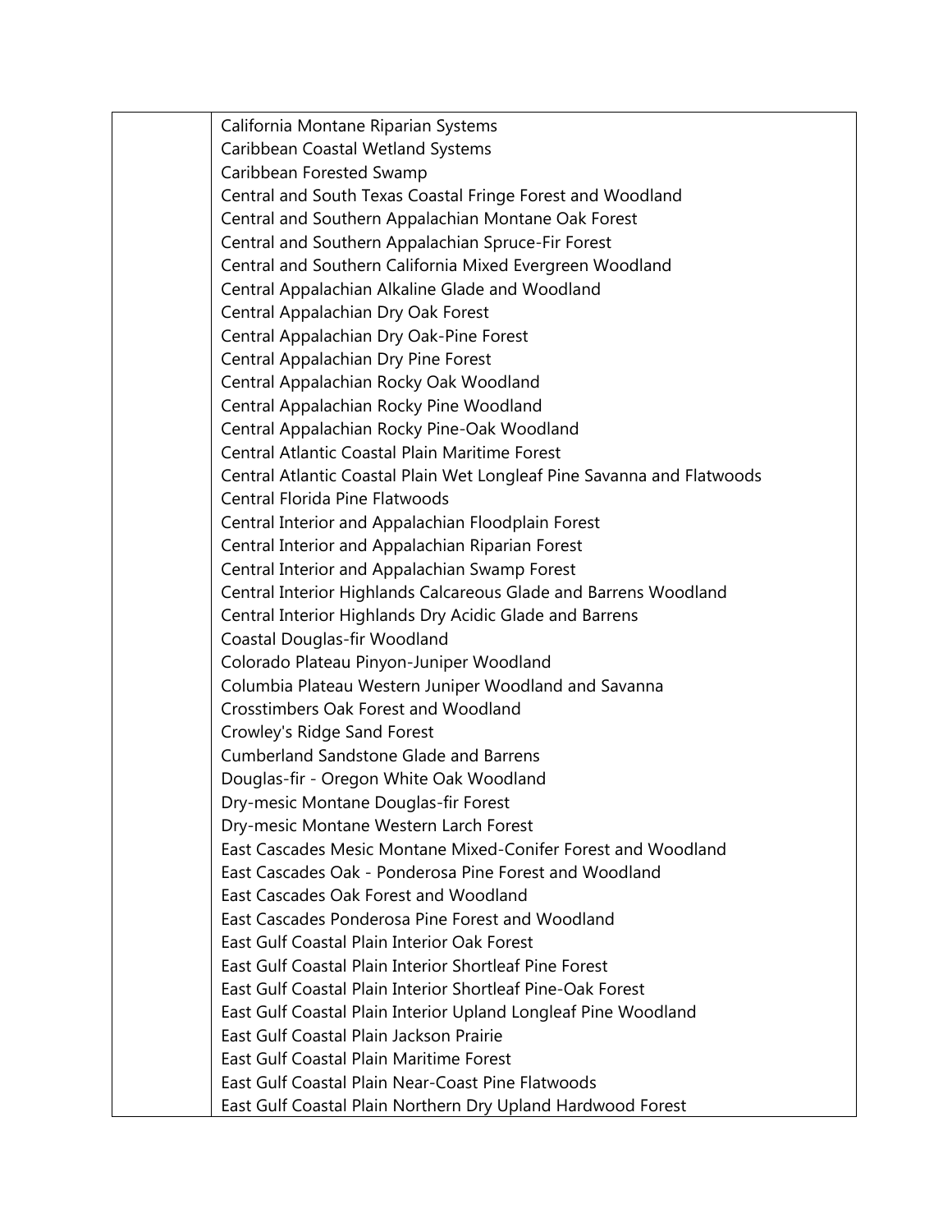| | |
|---|---|
| | California Montane Riparian Systems<br>Caribbean Coastal Wetland Systems<br>Caribbean Forested Swamp<br>Central and South Texas Coastal Fringe Forest and Woodland<br>Central and Southern Appalachian Montane Oak Forest<br>Central and Southern Appalachian Spruce-Fir Forest<br>Central and Southern California Mixed Evergreen Woodland<br>Central Appalachian Alkaline Glade and Woodland<br>Central Appalachian Dry Oak Forest<br>Central Appalachian Dry Oak-Pine Forest<br>Central Appalachian Dry Pine Forest<br>Central Appalachian Rocky Oak Woodland<br>Central Appalachian Rocky Pine Woodland<br>Central Appalachian Rocky Pine-Oak Woodland<br>Central Atlantic Coastal Plain Maritime Forest<br>Central Atlantic Coastal Plain Wet Longleaf Pine Savanna and Flatwoods<br>Central Florida Pine Flatwoods<br>Central Interior and Appalachian Floodplain Forest<br>Central Interior and Appalachian Riparian Forest<br>Central Interior and Appalachian Swamp Forest<br>Central Interior Highlands Calcareous Glade and Barrens Woodland<br>Central Interior Highlands Dry Acidic Glade and Barrens<br>Coastal Douglas-fir Woodland<br>Colorado Plateau Pinyon-Juniper Woodland<br>Columbia Plateau Western Juniper Woodland and Savanna<br>Crosstimbers Oak Forest and Woodland<br>Crowley's Ridge Sand Forest<br>Cumberland Sandstone Glade and Barrens<br>Douglas-fir - Oregon White Oak Woodland<br>Dry-mesic Montane Douglas-fir Forest<br>Dry-mesic Montane Western Larch Forest<br>East Cascades Mesic Montane Mixed-Conifer Forest and Woodland<br>East Cascades Oak - Ponderosa Pine Forest and Woodland<br>East Cascades Oak Forest and Woodland<br>East Cascades Ponderosa Pine Forest and Woodland<br>East Gulf Coastal Plain Interior Oak Forest<br>East Gulf Coastal Plain Interior Shortleaf Pine Forest<br>East Gulf Coastal Plain Interior Shortleaf Pine-Oak Forest<br>East Gulf Coastal Plain Interior Upland Longleaf Pine Woodland<br>East Gulf Coastal Plain Jackson Prairie<br>East Gulf Coastal Plain Maritime Forest<br>East Gulf Coastal Plain Near-Coast Pine Flatwoods<br>East Gulf Coastal Plain Northern Dry Upland Hardwood Forest |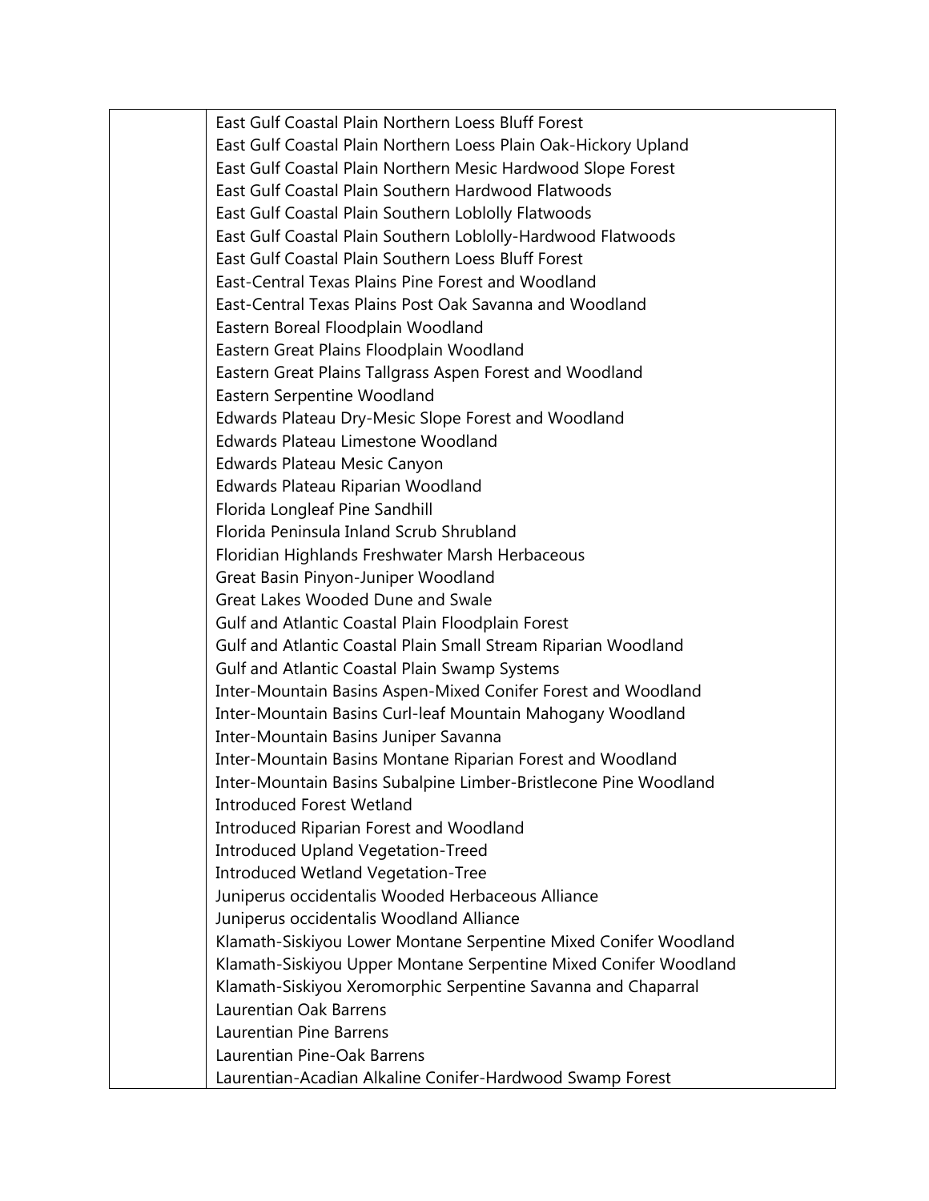| | |
|---|---|
| | East Gulf Coastal Plain Northern Loess Bluff Forest<br>East Gulf Coastal Plain Northern Loess Plain Oak-Hickory Upland<br>East Gulf Coastal Plain Northern Mesic Hardwood Slope Forest<br>East Gulf Coastal Plain Southern Hardwood Flatwoods<br>East Gulf Coastal Plain Southern Loblolly Flatwoods<br>East Gulf Coastal Plain Southern Loblolly-Hardwood Flatwoods<br>East Gulf Coastal Plain Southern Loess Bluff Forest<br>East-Central Texas Plains Pine Forest and Woodland<br>East-Central Texas Plains Post Oak Savanna and Woodland<br>Eastern Boreal Floodplain Woodland<br>Eastern Great Plains Floodplain Woodland<br>Eastern Great Plains Tallgrass Aspen Forest and Woodland<br>Eastern Serpentine Woodland<br>Edwards Plateau Dry-Mesic Slope Forest and Woodland<br>Edwards Plateau Limestone Woodland<br>Edwards Plateau Mesic Canyon<br>Edwards Plateau Riparian Woodland<br>Florida Longleaf Pine Sandhill<br>Florida Peninsula Inland Scrub Shrubland<br>Floridian Highlands Freshwater Marsh Herbaceous<br>Great Basin Pinyon-Juniper Woodland<br>Great Lakes Wooded Dune and Swale<br>Gulf and Atlantic Coastal Plain Floodplain Forest<br>Gulf and Atlantic Coastal Plain Small Stream Riparian Woodland<br>Gulf and Atlantic Coastal Plain Swamp Systems<br>Inter-Mountain Basins Aspen-Mixed Conifer Forest and Woodland<br>Inter-Mountain Basins Curl-leaf Mountain Mahogany Woodland<br>Inter-Mountain Basins Juniper Savanna<br>Inter-Mountain Basins Montane Riparian Forest and Woodland<br>Inter-Mountain Basins Subalpine Limber-Bristlecone Pine Woodland<br>Introduced Forest Wetland<br>Introduced Riparian Forest and Woodland<br>Introduced Upland Vegetation-Treed<br>Introduced Wetland Vegetation-Tree<br>Juniperus occidentalis Wooded Herbaceous Alliance<br>Juniperus occidentalis Woodland Alliance<br>Klamath-Siskiyou Lower Montane Serpentine Mixed Conifer Woodland<br>Klamath-Siskiyou Upper Montane Serpentine Mixed Conifer Woodland<br>Klamath-Siskiyou Xeromorphic Serpentine Savanna and Chaparral<br>Laurentian Oak Barrens<br>Laurentian Pine Barrens<br>Laurentian Pine-Oak Barrens<br>Laurentian-Acadian Alkaline Conifer-Hardwood Swamp Forest |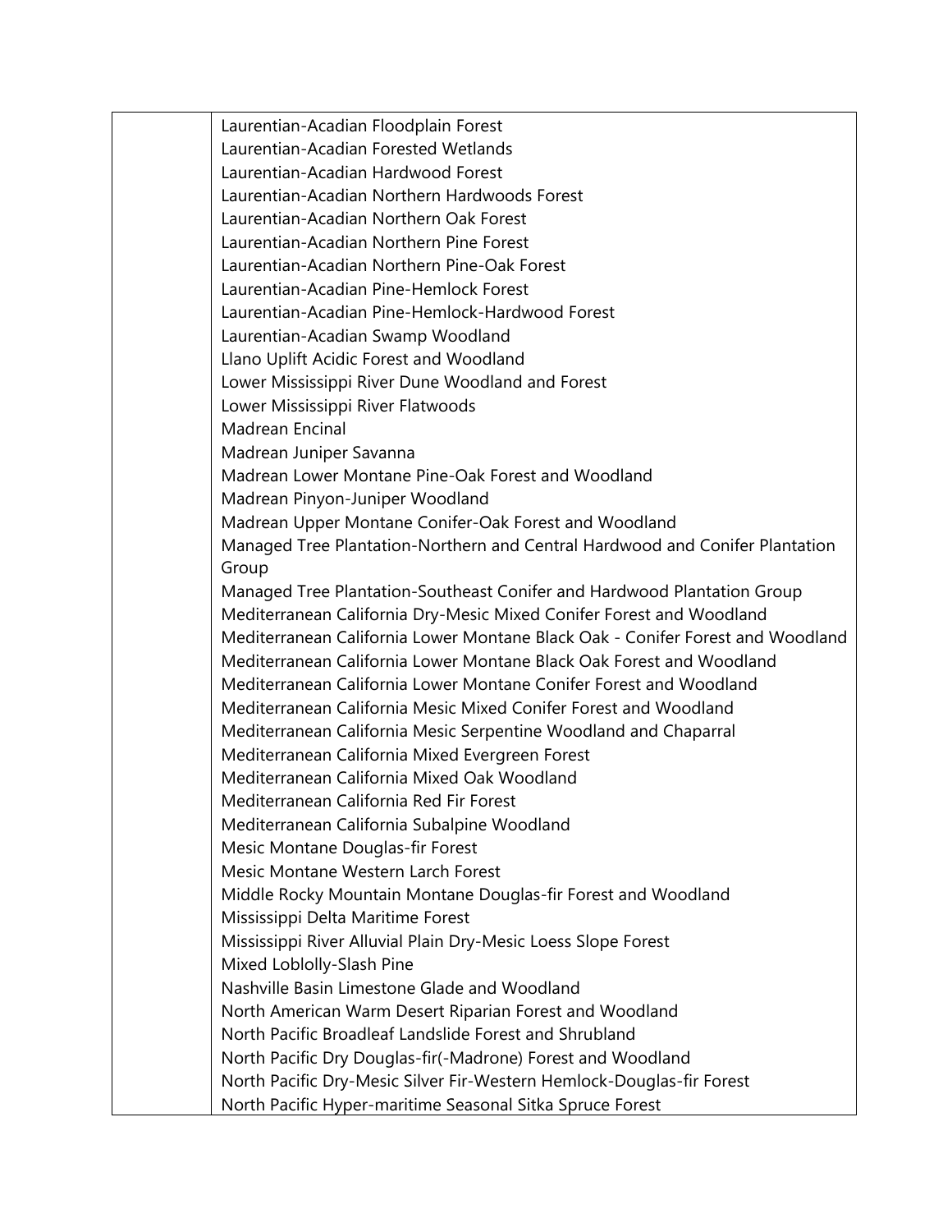|  |  |
|---|---|
|  | Laurentian-Acadian Floodplain Forest<br>Laurentian-Acadian Forested Wetlands<br>Laurentian-Acadian Hardwood Forest<br>Laurentian-Acadian Northern Hardwoods Forest<br>Laurentian-Acadian Northern Oak Forest<br>Laurentian-Acadian Northern Pine Forest<br>Laurentian-Acadian Northern Pine-Oak Forest<br>Laurentian-Acadian Pine-Hemlock Forest<br>Laurentian-Acadian Pine-Hemlock-Hardwood Forest<br>Laurentian-Acadian Swamp Woodland<br>Llano Uplift Acidic Forest and Woodland<br>Lower Mississippi River Dune Woodland and Forest<br>Lower Mississippi River Flatwoods<br>Madrean Encinal<br>Madrean Juniper Savanna<br>Madrean Lower Montane Pine-Oak Forest and Woodland<br>Madrean Pinyon-Juniper Woodland<br>Madrean Upper Montane Conifer-Oak Forest and Woodland<br>Managed Tree Plantation-Northern and Central Hardwood and Conifer Plantation Group<br>Managed Tree Plantation-Southeast Conifer and Hardwood Plantation Group<br>Mediterranean California Dry-Mesic Mixed Conifer Forest and Woodland<br>Mediterranean California Lower Montane Black Oak - Conifer Forest and Woodland<br>Mediterranean California Lower Montane Black Oak Forest and Woodland<br>Mediterranean California Lower Montane Conifer Forest and Woodland<br>Mediterranean California Mesic Mixed Conifer Forest and Woodland<br>Mediterranean California Mesic Serpentine Woodland and Chaparral<br>Mediterranean California Mixed Evergreen Forest<br>Mediterranean California Mixed Oak Woodland<br>Mediterranean California Red Fir Forest<br>Mediterranean California Subalpine Woodland<br>Mesic Montane Douglas-fir Forest<br>Mesic Montane Western Larch Forest<br>Middle Rocky Mountain Montane Douglas-fir Forest and Woodland<br>Mississippi Delta Maritime Forest<br>Mississippi River Alluvial Plain Dry-Mesic Loess Slope Forest<br>Mixed Loblolly-Slash Pine<br>Nashville Basin Limestone Glade and Woodland<br>North American Warm Desert Riparian Forest and Woodland<br>North Pacific Broadleaf Landslide Forest and Shrubland<br>North Pacific Dry Douglas-fir(-Madrone) Forest and Woodland<br>North Pacific Dry-Mesic Silver Fir-Western Hemlock-Douglas-fir Forest<br>North Pacific Hyper-maritime Seasonal Sitka Spruce Forest |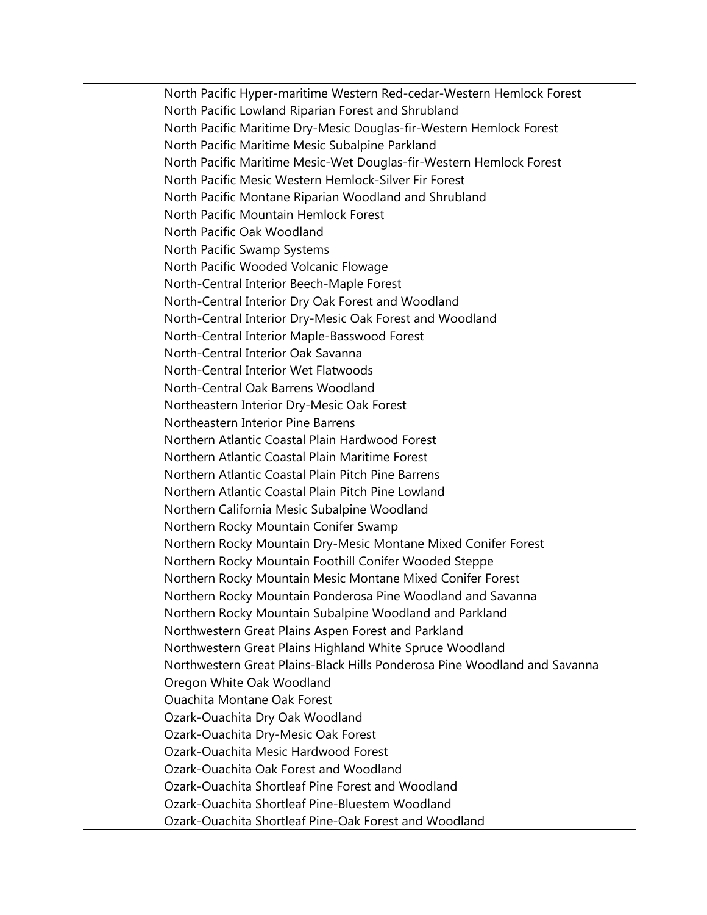| | |
|---|---|
| | North Pacific Hyper-maritime Western Red-cedar-Western Hemlock Forest<br>North Pacific Lowland Riparian Forest and Shrubland<br>North Pacific Maritime Dry-Mesic Douglas-fir-Western Hemlock Forest<br>North Pacific Maritime Mesic Subalpine Parkland<br>North Pacific Maritime Mesic-Wet Douglas-fir-Western Hemlock Forest<br>North Pacific Mesic Western Hemlock-Silver Fir Forest<br>North Pacific Montane Riparian Woodland and Shrubland<br>North Pacific Mountain Hemlock Forest<br>North Pacific Oak Woodland<br>North Pacific Swamp Systems<br>North Pacific Wooded Volcanic Flowage<br>North-Central Interior Beech-Maple Forest<br>North-Central Interior Dry Oak Forest and Woodland<br>North-Central Interior Dry-Mesic Oak Forest and Woodland<br>North-Central Interior Maple-Basswood Forest<br>North-Central Interior Oak Savanna<br>North-Central Interior Wet Flatwoods<br>North-Central Oak Barrens Woodland<br>Northeastern Interior Dry-Mesic Oak Forest<br>Northeastern Interior Pine Barrens<br>Northern Atlantic Coastal Plain Hardwood Forest<br>Northern Atlantic Coastal Plain Maritime Forest<br>Northern Atlantic Coastal Plain Pitch Pine Barrens<br>Northern Atlantic Coastal Plain Pitch Pine Lowland<br>Northern California Mesic Subalpine Woodland<br>Northern Rocky Mountain Conifer Swamp<br>Northern Rocky Mountain Dry-Mesic Montane Mixed Conifer Forest<br>Northern Rocky Mountain Foothill Conifer Wooded Steppe<br>Northern Rocky Mountain Mesic Montane Mixed Conifer Forest<br>Northern Rocky Mountain Ponderosa Pine Woodland and Savanna<br>Northern Rocky Mountain Subalpine Woodland and Parkland<br>Northwestern Great Plains Aspen Forest and Parkland<br>Northwestern Great Plains Highland White Spruce Woodland<br>Northwestern Great Plains-Black Hills Ponderosa Pine Woodland and Savanna<br>Oregon White Oak Woodland<br>Ouachita Montane Oak Forest<br>Ozark-Ouachita Dry Oak Woodland<br>Ozark-Ouachita Dry-Mesic Oak Forest<br>Ozark-Ouachita Mesic Hardwood Forest<br>Ozark-Ouachita Oak Forest and Woodland<br>Ozark-Ouachita Shortleaf Pine Forest and Woodland<br>Ozark-Ouachita Shortleaf Pine-Bluestem Woodland<br>Ozark-Ouachita Shortleaf Pine-Oak Forest and Woodland |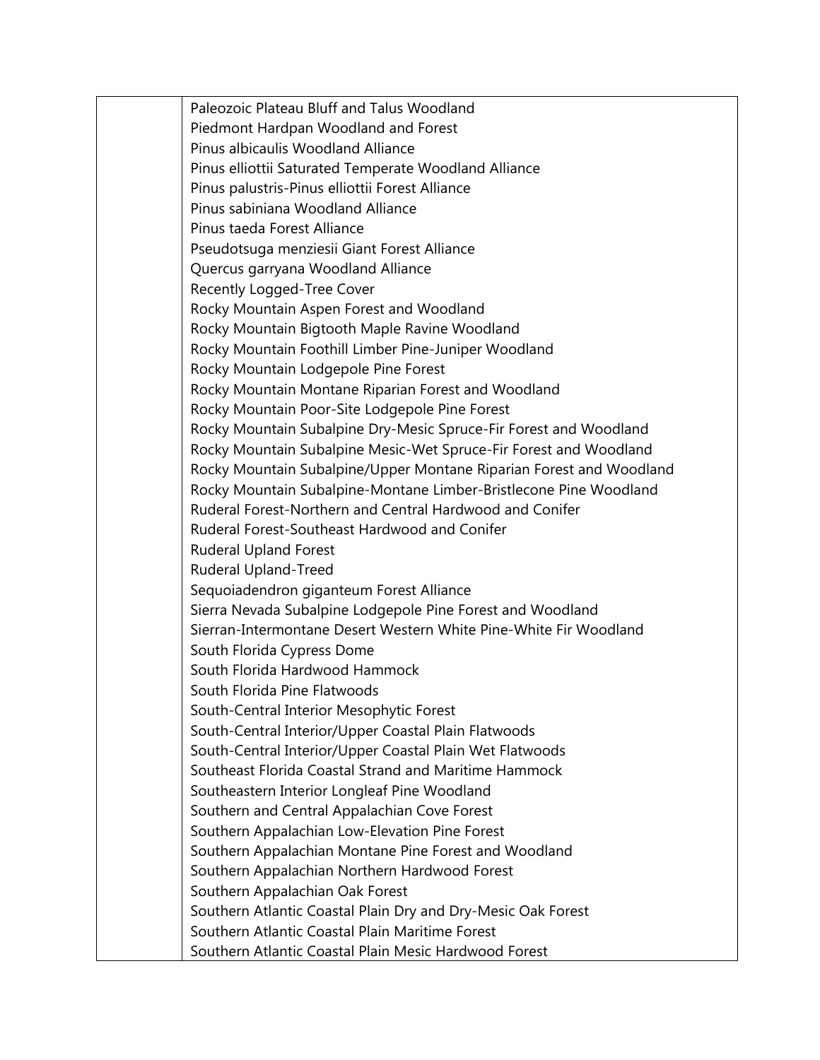| | |
|---|---|
| | Paleozoic Plateau Bluff and Talus Woodland<br>Piedmont Hardpan Woodland and Forest<br>Pinus albicaulis Woodland Alliance<br>Pinus elliottii Saturated Temperate Woodland Alliance<br>Pinus palustris-Pinus elliottii Forest Alliance<br>Pinus sabiniana Woodland Alliance<br>Pinus taeda Forest Alliance<br>Pseudotsuga menziesii Giant Forest Alliance<br>Quercus garryana Woodland Alliance<br>Recently Logged-Tree Cover<br>Rocky Mountain Aspen Forest and Woodland<br>Rocky Mountain Bigtooth Maple Ravine Woodland<br>Rocky Mountain Foothill Limber Pine-Juniper Woodland<br>Rocky Mountain Lodgepole Pine Forest<br>Rocky Mountain Montane Riparian Forest and Woodland<br>Rocky Mountain Poor-Site Lodgepole Pine Forest<br>Rocky Mountain Subalpine Dry-Mesic Spruce-Fir Forest and Woodland<br>Rocky Mountain Subalpine Mesic-Wet Spruce-Fir Forest and Woodland<br>Rocky Mountain Subalpine/Upper Montane Riparian Forest and Woodland<br>Rocky Mountain Subalpine-Montane Limber-Bristlecone Pine Woodland<br>Ruderal Forest-Northern and Central Hardwood and Conifer<br>Ruderal Forest-Southeast Hardwood and Conifer<br>Ruderal Upland Forest<br>Ruderal Upland-Treed<br>Sequoiadendron giganteum Forest Alliance<br>Sierra Nevada Subalpine Lodgepole Pine Forest and Woodland<br>Sierran-Intermontane Desert Western White Pine-White Fir Woodland<br>South Florida Cypress Dome<br>South Florida Hardwood Hammock<br>South Florida Pine Flatwoods<br>South-Central Interior Mesophytic Forest<br>South-Central Interior/Upper Coastal Plain Flatwoods<br>South-Central Interior/Upper Coastal Plain Wet Flatwoods<br>Southeast Florida Coastal Strand and Maritime Hammock<br>Southeastern Interior Longleaf Pine Woodland<br>Southern and Central Appalachian Cove Forest<br>Southern Appalachian Low-Elevation Pine Forest<br>Southern Appalachian Montane Pine Forest and Woodland<br>Southern Appalachian Northern Hardwood Forest<br>Southern Appalachian Oak Forest<br>Southern Atlantic Coastal Plain Dry and Dry-Mesic Oak Forest<br>Southern Atlantic Coastal Plain Maritime Forest<br>Southern Atlantic Coastal Plain Mesic Hardwood Forest |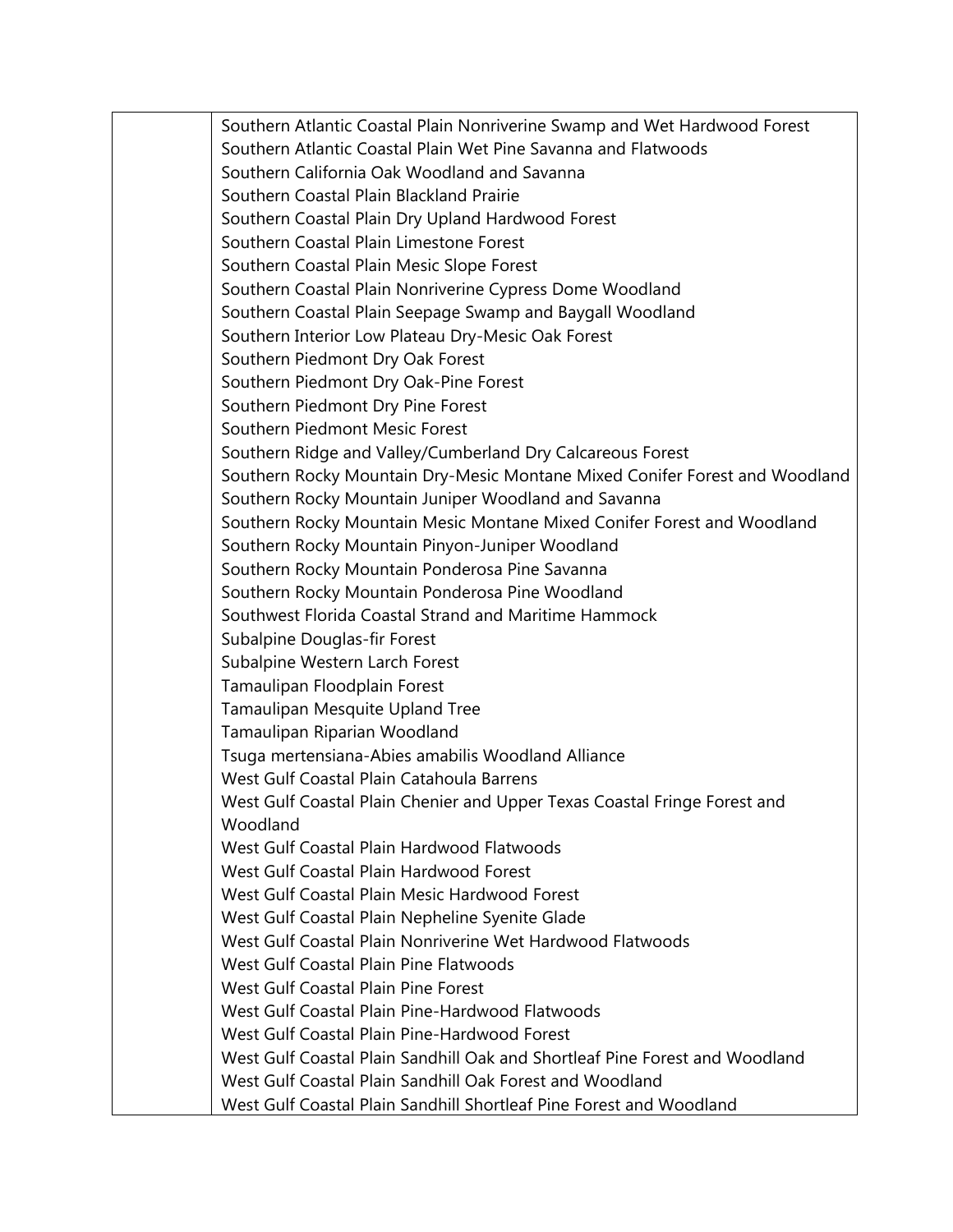| | |
|---|---|
| | Southern Atlantic Coastal Plain Nonriverine Swamp and Wet Hardwood Forest<br>Southern Atlantic Coastal Plain Wet Pine Savanna and Flatwoods<br>Southern California Oak Woodland and Savanna<br>Southern Coastal Plain Blackland Prairie<br>Southern Coastal Plain Dry Upland Hardwood Forest<br>Southern Coastal Plain Limestone Forest<br>Southern Coastal Plain Mesic Slope Forest<br>Southern Coastal Plain Nonriverine Cypress Dome Woodland<br>Southern Coastal Plain Seepage Swamp and Baygall Woodland<br>Southern Interior Low Plateau Dry-Mesic Oak Forest<br>Southern Piedmont Dry Oak Forest<br>Southern Piedmont Dry Oak-Pine Forest<br>Southern Piedmont Dry Pine Forest<br>Southern Piedmont Mesic Forest<br>Southern Ridge and Valley/Cumberland Dry Calcareous Forest<br>Southern Rocky Mountain Dry-Mesic Montane Mixed Conifer Forest and Woodland<br>Southern Rocky Mountain Juniper Woodland and Savanna<br>Southern Rocky Mountain Mesic Montane Mixed Conifer Forest and Woodland<br>Southern Rocky Mountain Pinyon-Juniper Woodland<br>Southern Rocky Mountain Ponderosa Pine Savanna<br>Southern Rocky Mountain Ponderosa Pine Woodland<br>Southwest Florida Coastal Strand and Maritime Hammock<br>Subalpine Douglas-fir Forest<br>Subalpine Western Larch Forest<br>Tamaulipan Floodplain Forest<br>Tamaulipan Mesquite Upland Tree<br>Tamaulipan Riparian Woodland<br>Tsuga mertensiana-Abies amabilis Woodland Alliance<br>West Gulf Coastal Plain Catahoula Barrens<br>West Gulf Coastal Plain Chenier and Upper Texas Coastal Fringe Forest and Woodland<br>West Gulf Coastal Plain Hardwood Flatwoods<br>West Gulf Coastal Plain Hardwood Forest<br>West Gulf Coastal Plain Mesic Hardwood Forest<br>West Gulf Coastal Plain Nepheline Syenite Glade<br>West Gulf Coastal Plain Nonriverine Wet Hardwood Flatwoods<br>West Gulf Coastal Plain Pine Flatwoods<br>West Gulf Coastal Plain Pine Forest<br>West Gulf Coastal Plain Pine-Hardwood Flatwoods<br>West Gulf Coastal Plain Pine-Hardwood Forest<br>West Gulf Coastal Plain Sandhill Oak and Shortleaf Pine Forest and Woodland<br>West Gulf Coastal Plain Sandhill Oak Forest and Woodland<br>West Gulf Coastal Plain Sandhill Shortleaf Pine Forest and Woodland |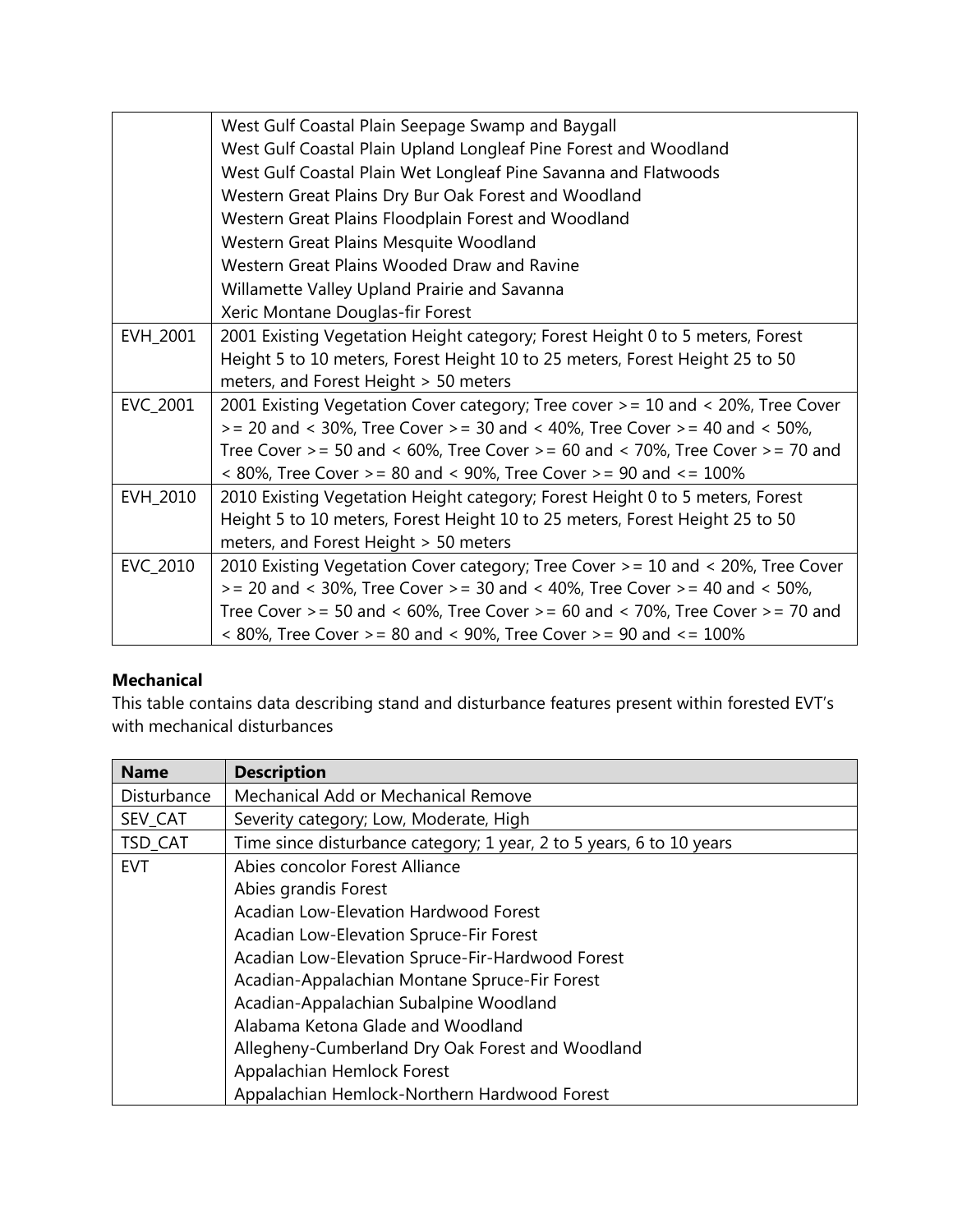| | |
|---|---|
| | West Gulf Coastal Plain Seepage Swamp and Baygall<br>West Gulf Coastal Plain Upland Longleaf Pine Forest and Woodland<br>West Gulf Coastal Plain Wet Longleaf Pine Savanna and Flatwoods<br>Western Great Plains Dry Bur Oak Forest and Woodland<br>Western Great Plains Floodplain Forest and Woodland<br>Western Great Plains Mesquite Woodland<br>Western Great Plains Wooded Draw and Ravine<br>Willamette Valley Upland Prairie and Savanna<br>Xeric Montane Douglas-fir Forest |
| EVH_2001 | 2001 Existing Vegetation Height category; Forest Height 0 to 5 meters, Forest Height 5 to 10 meters, Forest Height 10 to 25 meters, Forest Height 25 to 50 meters, and Forest Height > 50 meters |
| EVC_2001 | 2001 Existing Vegetation Cover category; Tree cover >= 10 and < 20%, Tree Cover >= 20 and < 30%, Tree Cover >= 30 and < 40%, Tree Cover >= 40 and < 50%, Tree Cover >= 50 and < 60%, Tree Cover >= 60 and < 70%, Tree Cover >= 70 and < 80%, Tree Cover >= 80 and < 90%, Tree Cover >= 90 and <= 100% |
| EVH_2010 | 2010 Existing Vegetation Height category; Forest Height 0 to 5 meters, Forest Height 5 to 10 meters, Forest Height 10 to 25 meters, Forest Height 25 to 50 meters, and Forest Height > 50 meters |
| EVC_2010 | 2010 Existing Vegetation Cover category; Tree Cover >= 10 and < 20%, Tree Cover >= 20 and < 30%, Tree Cover >= 30 and < 40%, Tree Cover >= 40 and < 50%, Tree Cover >= 50 and < 60%, Tree Cover >= 60 and < 70%, Tree Cover >= 70 and < 80%, Tree Cover >= 80 and < 90%, Tree Cover >= 90 and <= 100% |

**Mechanical**

This table contains data describing stand and disturbance features present within forested EVT's with mechanical disturbances

| Name | Description |
|---|---|
| Disturbance | Mechanical Add or Mechanical Remove |
| SEV_CAT | Severity category; Low, Moderate, High |
| TSD_CAT | Time since disturbance category; 1 year, 2 to 5 years, 6 to 10 years |
| EVT | Abies concolor Forest Alliance<br>Abies grandis Forest<br>Acadian Low-Elevation Hardwood Forest<br>Acadian Low-Elevation Spruce-Fir Forest<br>Acadian Low-Elevation Spruce-Fir-Hardwood Forest<br>Acadian-Appalachian Montane Spruce-Fir Forest<br>Acadian-Appalachian Subalpine Woodland<br>Alabama Ketona Glade and Woodland<br>Allegheny-Cumberland Dry Oak Forest and Woodland<br>Appalachian Hemlock Forest<br>Appalachian Hemlock-Northern Hardwood Forest |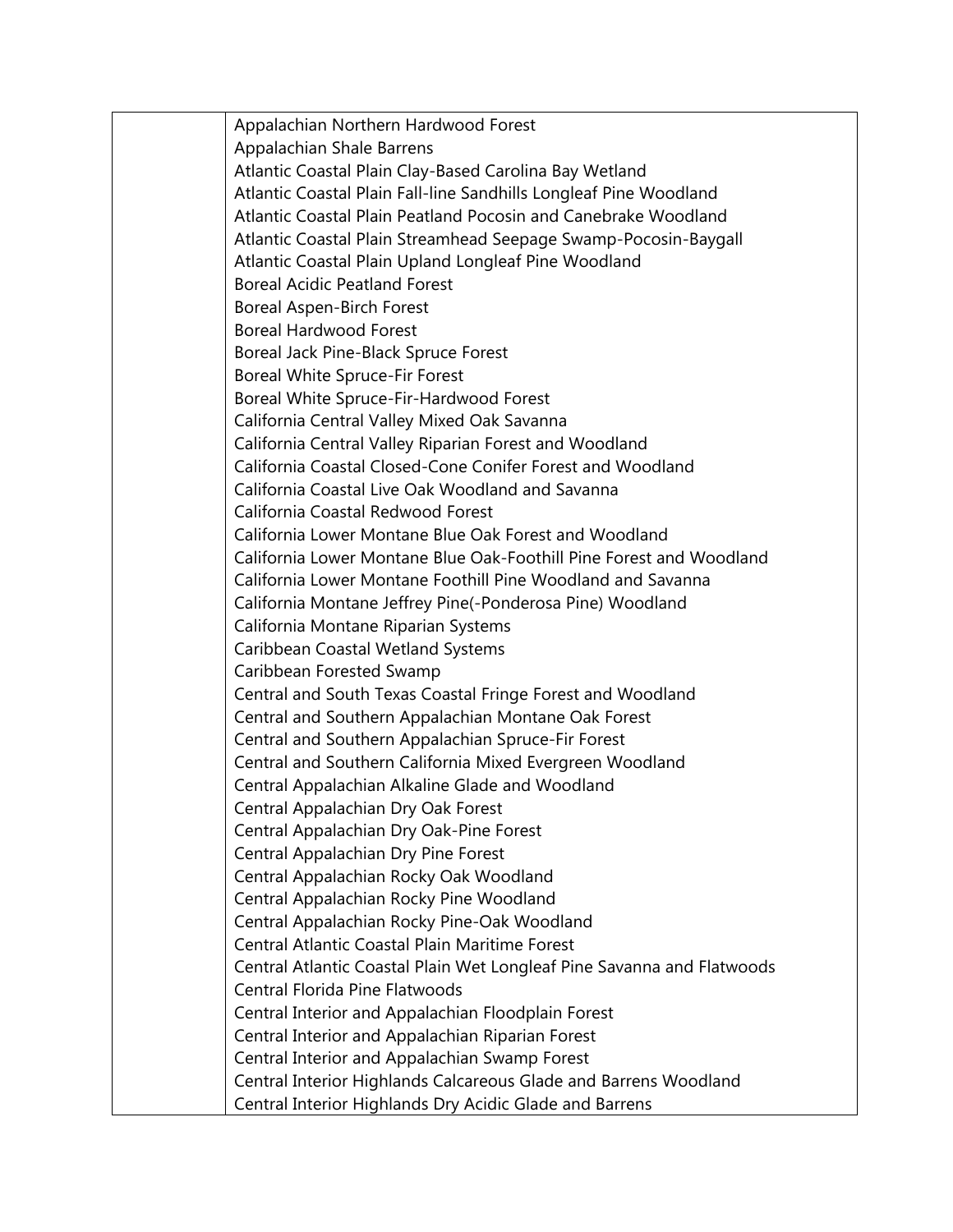| | |
|---|---|
| | Appalachian Northern Hardwood Forest<br>Appalachian Shale Barrens<br>Atlantic Coastal Plain Clay-Based Carolina Bay Wetland<br>Atlantic Coastal Plain Fall-line Sandhills Longleaf Pine Woodland<br>Atlantic Coastal Plain Peatland Pocosin and Canebrake Woodland<br>Atlantic Coastal Plain Streamhead Seepage Swamp-Pocosin-Baygall<br>Atlantic Coastal Plain Upland Longleaf Pine Woodland<br>Boreal Acidic Peatland Forest<br>Boreal Aspen-Birch Forest<br>Boreal Hardwood Forest<br>Boreal Jack Pine-Black Spruce Forest<br>Boreal White Spruce-Fir Forest<br>Boreal White Spruce-Fir-Hardwood Forest<br>California Central Valley Mixed Oak Savanna<br>California Central Valley Riparian Forest and Woodland<br>California Coastal Closed-Cone Conifer Forest and Woodland<br>California Coastal Live Oak Woodland and Savanna<br>California Coastal Redwood Forest<br>California Lower Montane Blue Oak Forest and Woodland<br>California Lower Montane Blue Oak-Foothill Pine Forest and Woodland<br>California Lower Montane Foothill Pine Woodland and Savanna<br>California Montane Jeffrey Pine(-Ponderosa Pine) Woodland<br>California Montane Riparian Systems<br>Caribbean Coastal Wetland Systems<br>Caribbean Forested Swamp<br>Central and South Texas Coastal Fringe Forest and Woodland<br>Central and Southern Appalachian Montane Oak Forest<br>Central and Southern Appalachian Spruce-Fir Forest<br>Central and Southern California Mixed Evergreen Woodland<br>Central Appalachian Alkaline Glade and Woodland<br>Central Appalachian Dry Oak Forest<br>Central Appalachian Dry Oak-Pine Forest<br>Central Appalachian Dry Pine Forest<br>Central Appalachian Rocky Oak Woodland<br>Central Appalachian Rocky Pine Woodland<br>Central Appalachian Rocky Pine-Oak Woodland<br>Central Atlantic Coastal Plain Maritime Forest<br>Central Atlantic Coastal Plain Wet Longleaf Pine Savanna and Flatwoods<br>Central Florida Pine Flatwoods<br>Central Interior and Appalachian Floodplain Forest<br>Central Interior and Appalachian Riparian Forest<br>Central Interior and Appalachian Swamp Forest<br>Central Interior Highlands Calcareous Glade and Barrens Woodland<br>Central Interior Highlands Dry Acidic Glade and Barrens |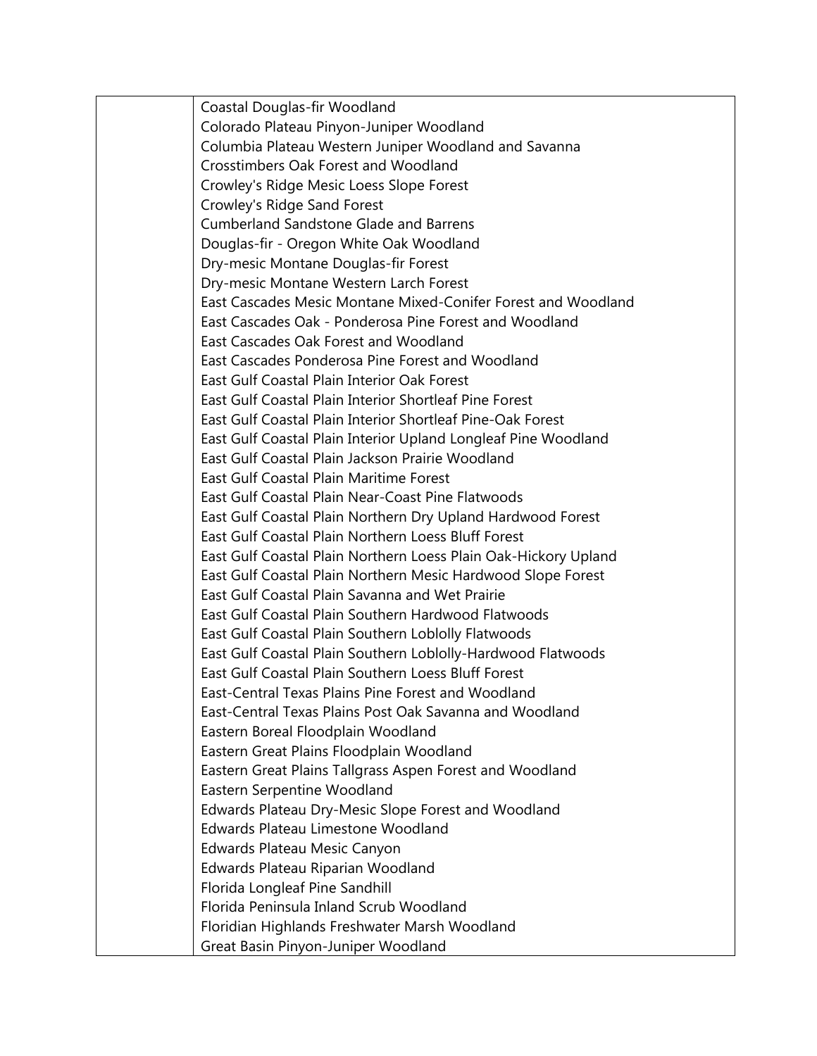|  |  |
|---|---|
|  | Coastal Douglas-fir Woodland<br>Colorado Plateau Pinyon-Juniper Woodland<br>Columbia Plateau Western Juniper Woodland and Savanna<br>Crosstimbers Oak Forest and Woodland<br>Crowley's Ridge Mesic Loess Slope Forest<br>Crowley's Ridge Sand Forest<br>Cumberland Sandstone Glade and Barrens<br>Douglas-fir - Oregon White Oak Woodland<br>Dry-mesic Montane Douglas-fir Forest<br>Dry-mesic Montane Western Larch Forest<br>East Cascades Mesic Montane Mixed-Conifer Forest and Woodland<br>East Cascades Oak - Ponderosa Pine Forest and Woodland<br>East Cascades Oak Forest and Woodland<br>East Cascades Ponderosa Pine Forest and Woodland<br>East Gulf Coastal Plain Interior Oak Forest<br>East Gulf Coastal Plain Interior Shortleaf Pine Forest<br>East Gulf Coastal Plain Interior Shortleaf Pine-Oak Forest<br>East Gulf Coastal Plain Interior Upland Longleaf Pine Woodland<br>East Gulf Coastal Plain Jackson Prairie Woodland<br>East Gulf Coastal Plain Maritime Forest<br>East Gulf Coastal Plain Near-Coast Pine Flatwoods<br>East Gulf Coastal Plain Northern Dry Upland Hardwood Forest<br>East Gulf Coastal Plain Northern Loess Bluff Forest<br>East Gulf Coastal Plain Northern Loess Plain Oak-Hickory Upland<br>East Gulf Coastal Plain Northern Mesic Hardwood Slope Forest<br>East Gulf Coastal Plain Savanna and Wet Prairie<br>East Gulf Coastal Plain Southern Hardwood Flatwoods<br>East Gulf Coastal Plain Southern Loblolly Flatwoods<br>East Gulf Coastal Plain Southern Loblolly-Hardwood Flatwoods<br>East Gulf Coastal Plain Southern Loess Bluff Forest<br>East-Central Texas Plains Pine Forest and Woodland<br>East-Central Texas Plains Post Oak Savanna and Woodland<br>Eastern Boreal Floodplain Woodland<br>Eastern Great Plains Floodplain Woodland<br>Eastern Great Plains Tallgrass Aspen Forest and Woodland<br>Eastern Serpentine Woodland<br>Edwards Plateau Dry-Mesic Slope Forest and Woodland<br>Edwards Plateau Limestone Woodland<br>Edwards Plateau Mesic Canyon<br>Edwards Plateau Riparian Woodland<br>Florida Longleaf Pine Sandhill<br>Florida Peninsula Inland Scrub Woodland<br>Floridian Highlands Freshwater Marsh Woodland<br>Great Basin Pinyon-Juniper Woodland |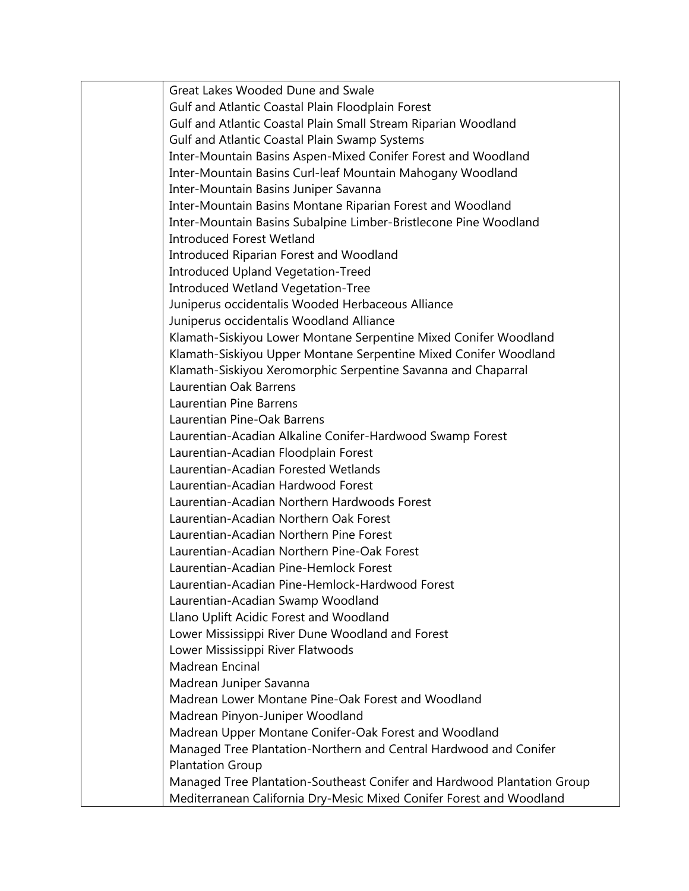|  | Great Lakes Wooded Dune and Swale<br>Gulf and Atlantic Coastal Plain Floodplain Forest<br>Gulf and Atlantic Coastal Plain Small Stream Riparian Woodland<br>Gulf and Atlantic Coastal Plain Swamp Systems<br>Inter-Mountain Basins Aspen-Mixed Conifer Forest and Woodland<br>Inter-Mountain Basins Curl-leaf Mountain Mahogany Woodland<br>Inter-Mountain Basins Juniper Savanna<br>Inter-Mountain Basins Montane Riparian Forest and Woodland<br>Inter-Mountain Basins Subalpine Limber-Bristlecone Pine Woodland<br>Introduced Forest Wetland<br>Introduced Riparian Forest and Woodland<br>Introduced Upland Vegetation-Treed<br>Introduced Wetland Vegetation-Tree<br>Juniperus occidentalis Wooded Herbaceous Alliance<br>Juniperus occidentalis Woodland Alliance<br>Klamath-Siskiyou Lower Montane Serpentine Mixed Conifer Woodland<br>Klamath-Siskiyou Upper Montane Serpentine Mixed Conifer Woodland<br>Klamath-Siskiyou Xeromorphic Serpentine Savanna and Chaparral<br>Laurentian Oak Barrens<br>Laurentian Pine Barrens<br>Laurentian Pine-Oak Barrens<br>Laurentian-Acadian Alkaline Conifer-Hardwood Swamp Forest<br>Laurentian-Acadian Floodplain Forest<br>Laurentian-Acadian Forested Wetlands<br>Laurentian-Acadian Hardwood Forest<br>Laurentian-Acadian Northern Hardwoods Forest<br>Laurentian-Acadian Northern Oak Forest<br>Laurentian-Acadian Northern Pine Forest<br>Laurentian-Acadian Northern Pine-Oak Forest<br>Laurentian-Acadian Pine-Hemlock Forest<br>Laurentian-Acadian Pine-Hemlock-Hardwood Forest<br>Laurentian-Acadian Swamp Woodland<br>Llano Uplift Acidic Forest and Woodland<br>Lower Mississippi River Dune Woodland and Forest<br>Lower Mississippi River Flatwoods<br>Madrean Encinal<br>Madrean Juniper Savanna<br>Madrean Lower Montane Pine-Oak Forest and Woodland<br>Madrean Pinyon-Juniper Woodland<br>Madrean Upper Montane Conifer-Oak Forest and Woodland<br>Managed Tree Plantation-Northern and Central Hardwood and Conifer Plantation Group<br>Managed Tree Plantation-Southeast Conifer and Hardwood Plantation Group<br>Mediterranean California Dry-Mesic Mixed Conifer Forest and Woodland |
|---|---|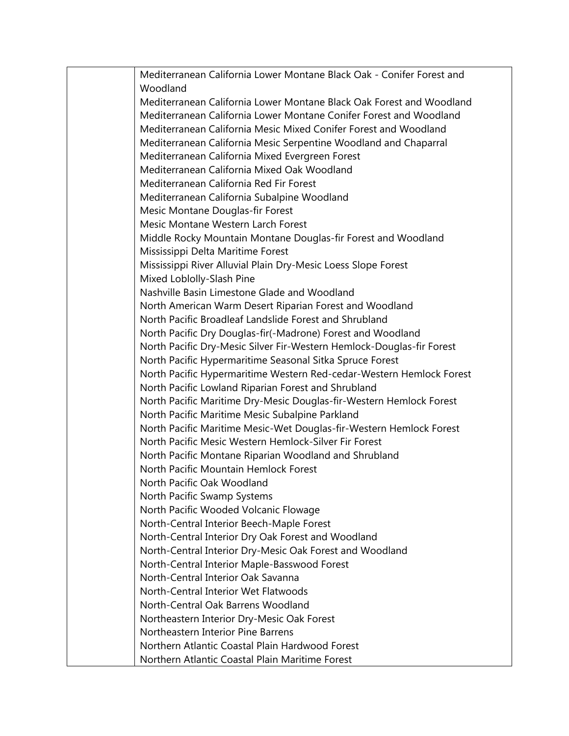| | |
|---|---|
| | Mediterranean California Lower Montane Black Oak - Conifer Forest and Woodland<br>Mediterranean California Lower Montane Black Oak Forest and Woodland<br>Mediterranean California Lower Montane Conifer Forest and Woodland<br>Mediterranean California Mesic Mixed Conifer Forest and Woodland<br>Mediterranean California Mesic Serpentine Woodland and Chaparral<br>Mediterranean California Mixed Evergreen Forest<br>Mediterranean California Mixed Oak Woodland<br>Mediterranean California Red Fir Forest<br>Mediterranean California Subalpine Woodland<br>Mesic Montane Douglas-fir Forest<br>Mesic Montane Western Larch Forest<br>Middle Rocky Mountain Montane Douglas-fir Forest and Woodland<br>Mississippi Delta Maritime Forest<br>Mississippi River Alluvial Plain Dry-Mesic Loess Slope Forest<br>Mixed Loblolly-Slash Pine<br>Nashville Basin Limestone Glade and Woodland<br>North American Warm Desert Riparian Forest and Woodland<br>North Pacific Broadleaf Landslide Forest and Shrubland<br>North Pacific Dry Douglas-fir(-Madrone) Forest and Woodland<br>North Pacific Dry-Mesic Silver Fir-Western Hemlock-Douglas-fir Forest<br>North Pacific Hypermaritime Seasonal Sitka Spruce Forest<br>North Pacific Hypermaritime Western Red-cedar-Western Hemlock Forest<br>North Pacific Lowland Riparian Forest and Shrubland<br>North Pacific Maritime Dry-Mesic Douglas-fir-Western Hemlock Forest<br>North Pacific Maritime Mesic Subalpine Parkland<br>North Pacific Maritime Mesic-Wet Douglas-fir-Western Hemlock Forest<br>North Pacific Mesic Western Hemlock-Silver Fir Forest<br>North Pacific Montane Riparian Woodland and Shrubland<br>North Pacific Mountain Hemlock Forest<br>North Pacific Oak Woodland<br>North Pacific Swamp Systems<br>North Pacific Wooded Volcanic Flowage<br>North-Central Interior Beech-Maple Forest<br>North-Central Interior Dry Oak Forest and Woodland<br>North-Central Interior Dry-Mesic Oak Forest and Woodland<br>North-Central Interior Maple-Basswood Forest<br>North-Central Interior Oak Savanna<br>North-Central Interior Wet Flatwoods<br>North-Central Oak Barrens Woodland<br>Northeastern Interior Dry-Mesic Oak Forest<br>Northeastern Interior Pine Barrens<br>Northern Atlantic Coastal Plain Hardwood Forest<br>Northern Atlantic Coastal Plain Maritime Forest |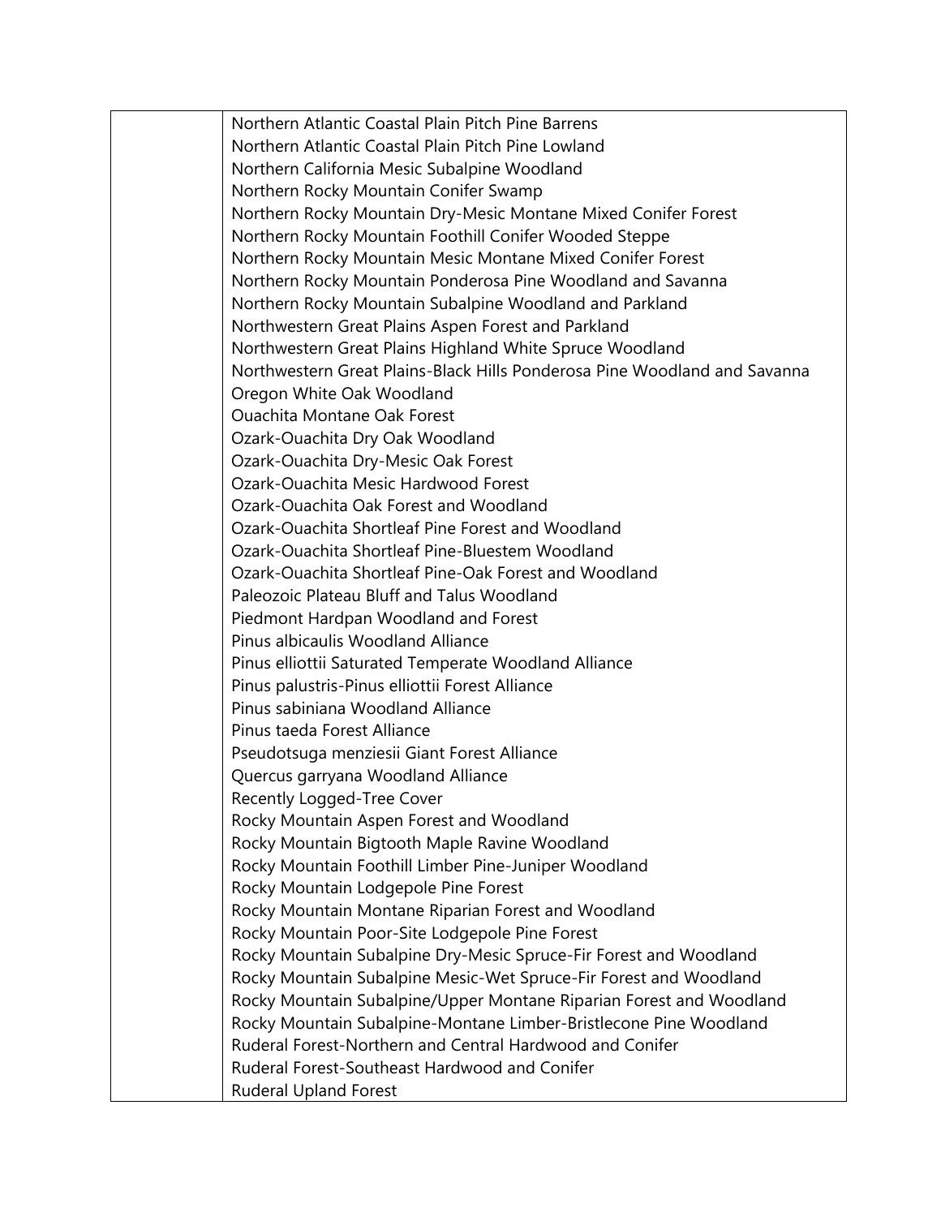| | |
|---|---|
| | Northern Atlantic Coastal Plain Pitch Pine Barrens<br>Northern Atlantic Coastal Plain Pitch Pine Lowland<br>Northern California Mesic Subalpine Woodland<br>Northern Rocky Mountain Conifer Swamp<br>Northern Rocky Mountain Dry-Mesic Montane Mixed Conifer Forest<br>Northern Rocky Mountain Foothill Conifer Wooded Steppe<br>Northern Rocky Mountain Mesic Montane Mixed Conifer Forest<br>Northern Rocky Mountain Ponderosa Pine Woodland and Savanna<br>Northern Rocky Mountain Subalpine Woodland and Parkland<br>Northwestern Great Plains Aspen Forest and Parkland<br>Northwestern Great Plains Highland White Spruce Woodland<br>Northwestern Great Plains-Black Hills Ponderosa Pine Woodland and Savanna<br>Oregon White Oak Woodland<br>Ouachita Montane Oak Forest<br>Ozark-Ouachita Dry Oak Woodland<br>Ozark-Ouachita Dry-Mesic Oak Forest<br>Ozark-Ouachita Mesic Hardwood Forest<br>Ozark-Ouachita Oak Forest and Woodland<br>Ozark-Ouachita Shortleaf Pine Forest and Woodland<br>Ozark-Ouachita Shortleaf Pine-Bluestem Woodland<br>Ozark-Ouachita Shortleaf Pine-Oak Forest and Woodland<br>Paleozoic Plateau Bluff and Talus Woodland<br>Piedmont Hardpan Woodland and Forest<br>Pinus albicaulis Woodland Alliance<br>Pinus elliottii Saturated Temperate Woodland Alliance<br>Pinus palustris-Pinus elliottii Forest Alliance<br>Pinus sabiniana Woodland Alliance<br>Pinus taeda Forest Alliance<br>Pseudotsuga menziesii Giant Forest Alliance<br>Quercus garryana Woodland Alliance<br>Recently Logged-Tree Cover<br>Rocky Mountain Aspen Forest and Woodland<br>Rocky Mountain Bigtooth Maple Ravine Woodland<br>Rocky Mountain Foothill Limber Pine-Juniper Woodland<br>Rocky Mountain Lodgepole Pine Forest<br>Rocky Mountain Montane Riparian Forest and Woodland<br>Rocky Mountain Poor-Site Lodgepole Pine Forest<br>Rocky Mountain Subalpine Dry-Mesic Spruce-Fir Forest and Woodland<br>Rocky Mountain Subalpine Mesic-Wet Spruce-Fir Forest and Woodland<br>Rocky Mountain Subalpine/Upper Montane Riparian Forest and Woodland<br>Rocky Mountain Subalpine-Montane Limber-Bristlecone Pine Woodland<br>Ruderal Forest-Northern and Central Hardwood and Conifer<br>Ruderal Forest-Southeast Hardwood and Conifer<br>Ruderal Upland Forest |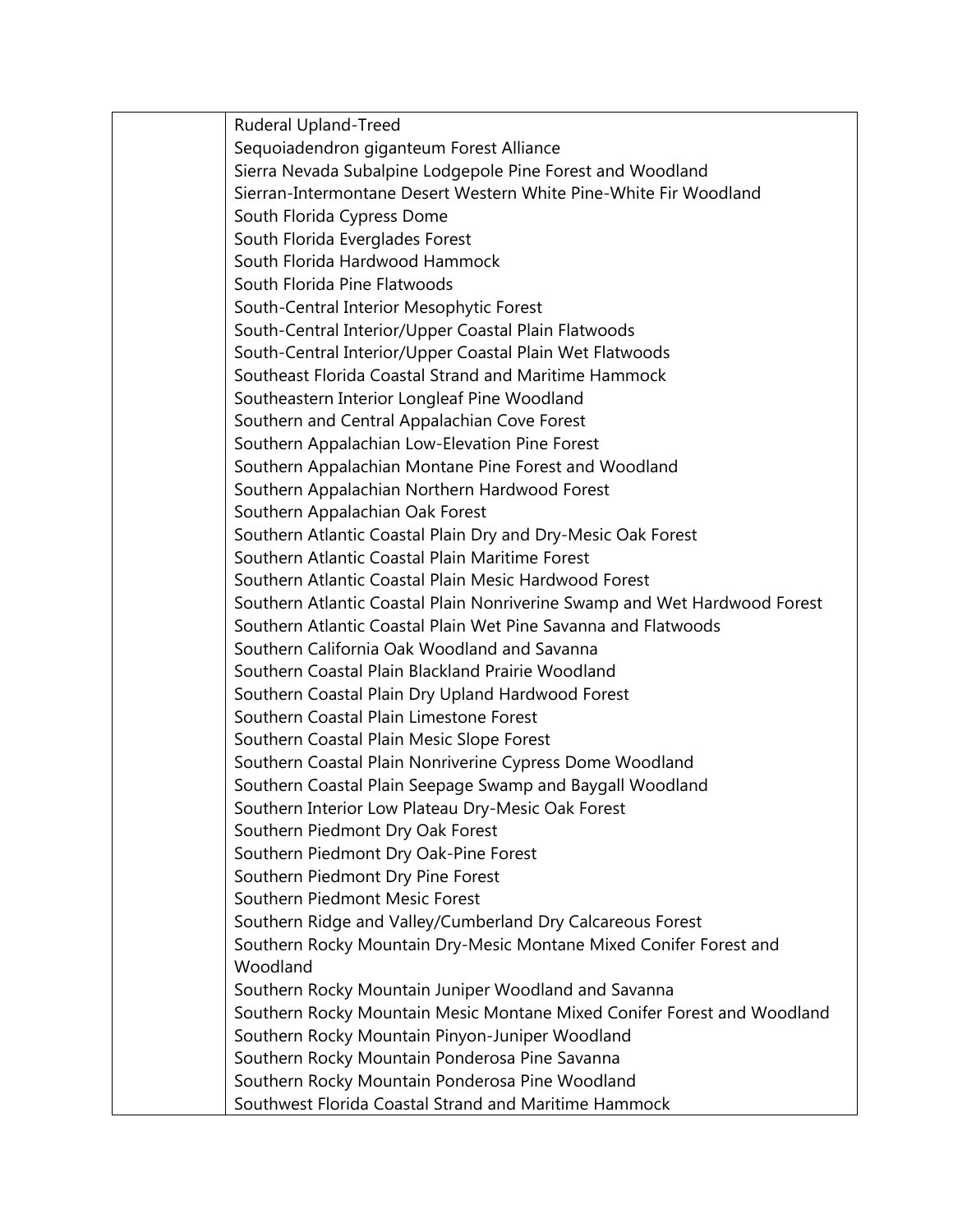| | |
|---|---|
| | Ruderal Upland-Treed<br>Sequoiadendron giganteum Forest Alliance<br>Sierra Nevada Subalpine Lodgepole Pine Forest and Woodland<br>Sierran-Intermontane Desert Western White Pine-White Fir Woodland<br>South Florida Cypress Dome<br>South Florida Everglades Forest<br>South Florida Hardwood Hammock<br>South Florida Pine Flatwoods<br>South-Central Interior Mesophytic Forest<br>South-Central Interior/Upper Coastal Plain Flatwoods<br>South-Central Interior/Upper Coastal Plain Wet Flatwoods<br>Southeast Florida Coastal Strand and Maritime Hammock<br>Southeastern Interior Longleaf Pine Woodland<br>Southern and Central Appalachian Cove Forest<br>Southern Appalachian Low-Elevation Pine Forest<br>Southern Appalachian Montane Pine Forest and Woodland<br>Southern Appalachian Northern Hardwood Forest<br>Southern Appalachian Oak Forest<br>Southern Atlantic Coastal Plain Dry and Dry-Mesic Oak Forest<br>Southern Atlantic Coastal Plain Maritime Forest<br>Southern Atlantic Coastal Plain Mesic Hardwood Forest<br>Southern Atlantic Coastal Plain Nonriverine Swamp and Wet Hardwood Forest<br>Southern Atlantic Coastal Plain Wet Pine Savanna and Flatwoods<br>Southern California Oak Woodland and Savanna<br>Southern Coastal Plain Blackland Prairie Woodland<br>Southern Coastal Plain Dry Upland Hardwood Forest<br>Southern Coastal Plain Limestone Forest<br>Southern Coastal Plain Mesic Slope Forest<br>Southern Coastal Plain Nonriverine Cypress Dome Woodland<br>Southern Coastal Plain Seepage Swamp and Baygall Woodland<br>Southern Interior Low Plateau Dry-Mesic Oak Forest<br>Southern Piedmont Dry Oak Forest<br>Southern Piedmont Dry Oak-Pine Forest<br>Southern Piedmont Dry Pine Forest<br>Southern Piedmont Mesic Forest<br>Southern Ridge and Valley/Cumberland Dry Calcareous Forest<br>Southern Rocky Mountain Dry-Mesic Montane Mixed Conifer Forest and Woodland<br>Southern Rocky Mountain Juniper Woodland and Savanna<br>Southern Rocky Mountain Mesic Montane Mixed Conifer Forest and Woodland<br>Southern Rocky Mountain Pinyon-Juniper Woodland<br>Southern Rocky Mountain Ponderosa Pine Savanna<br>Southern Rocky Mountain Ponderosa Pine Woodland<br>Southwest Florida Coastal Strand and Maritime Hammock |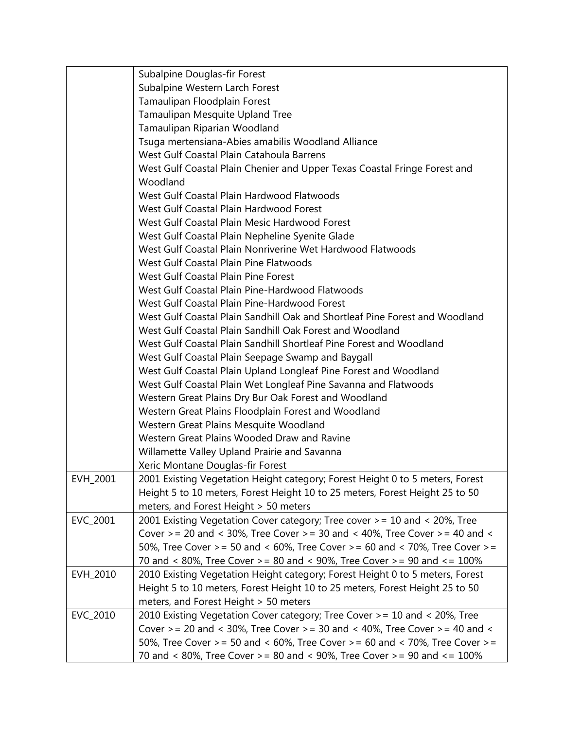| | |
|---|---|
| | Subalpine Douglas-fir Forest<br>Subalpine Western Larch Forest<br>Tamaulipan Floodplain Forest<br>Tamaulipan Mesquite Upland Tree<br>Tamaulipan Riparian Woodland<br>Tsuga mertensiana-Abies amabilis Woodland Alliance<br>West Gulf Coastal Plain Catahoula Barrens<br>West Gulf Coastal Plain Chenier and Upper Texas Coastal Fringe Forest and Woodland<br>West Gulf Coastal Plain Hardwood Flatwoods<br>West Gulf Coastal Plain Hardwood Forest<br>West Gulf Coastal Plain Mesic Hardwood Forest<br>West Gulf Coastal Plain Nepheline Syenite Glade<br>West Gulf Coastal Plain Nonriverine Wet Hardwood Flatwoods<br>West Gulf Coastal Plain Pine Flatwoods<br>West Gulf Coastal Plain Pine Forest<br>West Gulf Coastal Plain Pine-Hardwood Flatwoods<br>West Gulf Coastal Plain Pine-Hardwood Forest<br>West Gulf Coastal Plain Sandhill Oak and Shortleaf Pine Forest and Woodland<br>West Gulf Coastal Plain Sandhill Oak Forest and Woodland<br>West Gulf Coastal Plain Sandhill Shortleaf Pine Forest and Woodland<br>West Gulf Coastal Plain Seepage Swamp and Baygall<br>West Gulf Coastal Plain Upland Longleaf Pine Forest and Woodland<br>West Gulf Coastal Plain Wet Longleaf Pine Savanna and Flatwoods<br>Western Great Plains Dry Bur Oak Forest and Woodland<br>Western Great Plains Floodplain Forest and Woodland<br>Western Great Plains Mesquite Woodland<br>Western Great Plains Wooded Draw and Ravine<br>Willamette Valley Upland Prairie and Savanna<br>Xeric Montane Douglas-fir Forest |
| EVH_2001 | 2001 Existing Vegetation Height category; Forest Height 0 to 5 meters, Forest Height 5 to 10 meters, Forest Height 10 to 25 meters, Forest Height 25 to 50 meters, and Forest Height > 50 meters |
| EVC_2001 | 2001 Existing Vegetation Cover category; Tree cover >= 10 and < 20%, Tree Cover >= 20 and < 30%, Tree Cover >= 30 and < 40%, Tree Cover >= 40 and < 50%, Tree Cover >= 50 and < 60%, Tree Cover >= 60 and < 70%, Tree Cover >= 70 and < 80%, Tree Cover >= 80 and < 90%, Tree Cover >= 90 and <= 100% |
| EVH_2010 | 2010 Existing Vegetation Height category; Forest Height 0 to 5 meters, Forest Height 5 to 10 meters, Forest Height 10 to 25 meters, Forest Height 25 to 50 meters, and Forest Height > 50 meters |
| EVC_2010 | 2010 Existing Vegetation Cover category; Tree Cover >= 10 and < 20%, Tree Cover >= 20 and < 30%, Tree Cover >= 30 and < 40%, Tree Cover >= 40 and < 50%, Tree Cover >= 50 and < 60%, Tree Cover >= 60 and < 70%, Tree Cover >= 70 and < 80%, Tree Cover >= 80 and < 90%, Tree Cover >= 90 and <= 100% |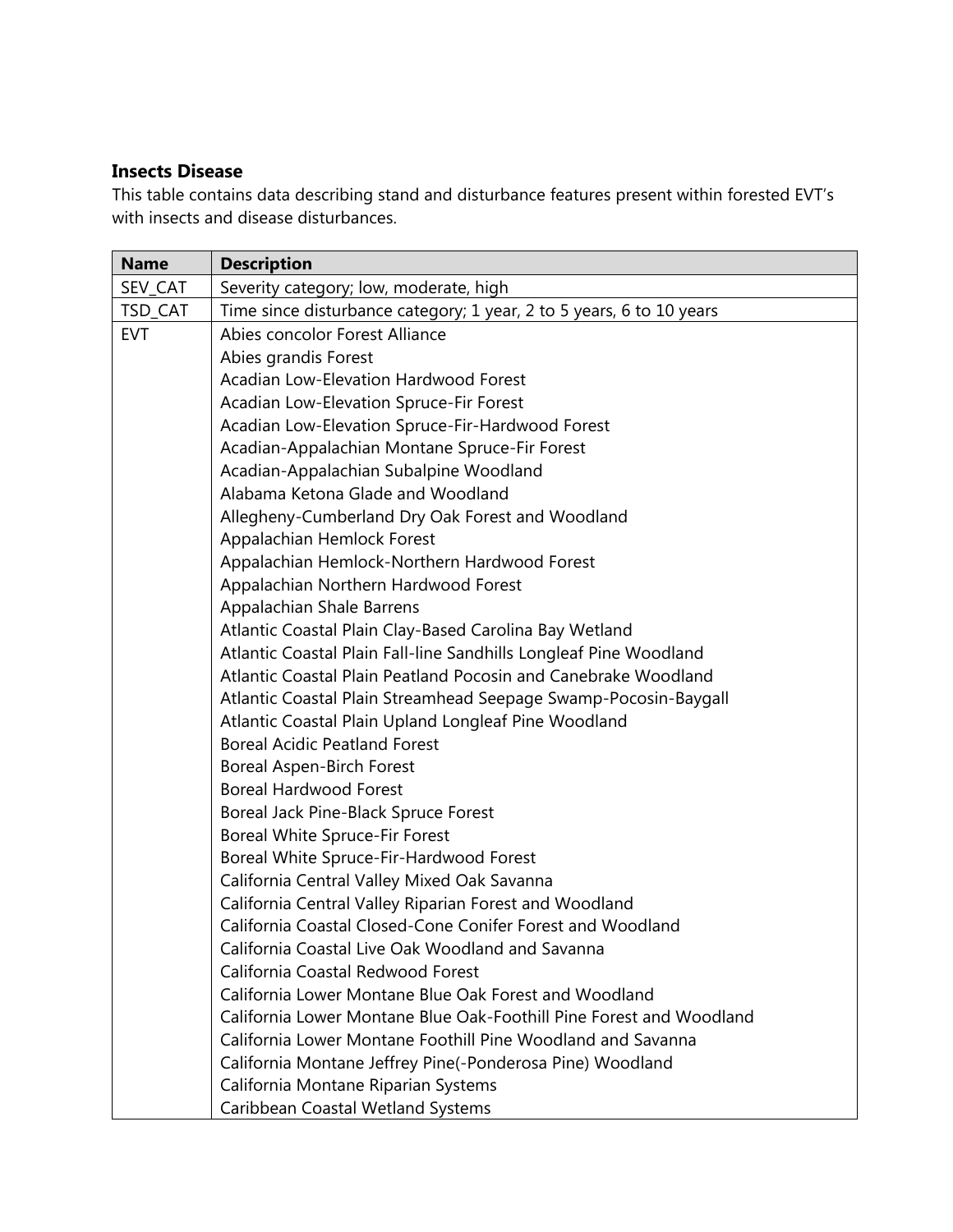**Insects Disease**

This table contains data describing stand and disturbance features present within forested EVT's with insects and disease disturbances.

| Name | Description |
| --- | --- |
| SEV_CAT | Severity category; low, moderate, high |
| TSD_CAT | Time since disturbance category; 1 year, 2 to 5 years, 6 to 10 years |
| EVT | Abies concolor Forest Alliance<br>Abies grandis Forest<br>Acadian Low-Elevation Hardwood Forest<br>Acadian Low-Elevation Spruce-Fir Forest<br>Acadian Low-Elevation Spruce-Fir-Hardwood Forest<br>Acadian-Appalachian Montane Spruce-Fir Forest<br>Acadian-Appalachian Subalpine Woodland<br>Alabama Ketona Glade and Woodland<br>Allegheny-Cumberland Dry Oak Forest and Woodland<br>Appalachian Hemlock Forest<br>Appalachian Hemlock-Northern Hardwood Forest<br>Appalachian Northern Hardwood Forest<br>Appalachian Shale Barrens<br>Atlantic Coastal Plain Clay-Based Carolina Bay Wetland<br>Atlantic Coastal Plain Fall-line Sandhills Longleaf Pine Woodland<br>Atlantic Coastal Plain Peatland Pocosin and Canebrake Woodland<br>Atlantic Coastal Plain Streamhead Seepage Swamp-Pocosin-Baygall<br>Atlantic Coastal Plain Upland Longleaf Pine Woodland<br>Boreal Acidic Peatland Forest<br>Boreal Aspen-Birch Forest<br>Boreal Hardwood Forest<br>Boreal Jack Pine-Black Spruce Forest<br>Boreal White Spruce-Fir Forest<br>Boreal White Spruce-Fir-Hardwood Forest<br>California Central Valley Mixed Oak Savanna<br>California Central Valley Riparian Forest and Woodland<br>California Coastal Closed-Cone Conifer Forest and Woodland<br>California Coastal Live Oak Woodland and Savanna<br>California Coastal Redwood Forest<br>California Lower Montane Blue Oak Forest and Woodland<br>California Lower Montane Blue Oak-Foothill Pine Forest and Woodland<br>California Lower Montane Foothill Pine Woodland and Savanna<br>California Montane Jeffrey Pine(-Ponderosa Pine) Woodland<br>California Montane Riparian Systems<br>Caribbean Coastal Wetland Systems |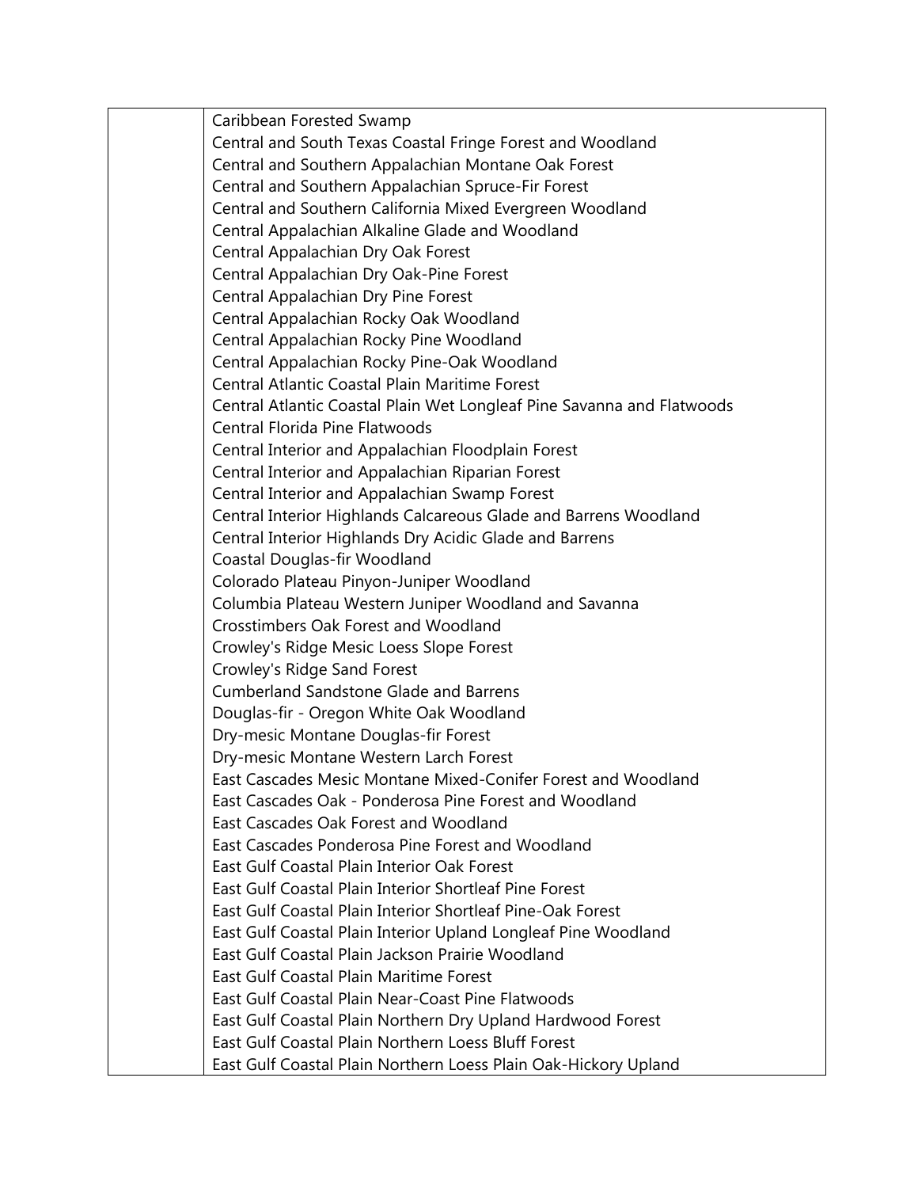| | |
|---|---|
| | Caribbean Forested Swamp<br>Central and South Texas Coastal Fringe Forest and Woodland<br>Central and Southern Appalachian Montane Oak Forest<br>Central and Southern Appalachian Spruce-Fir Forest<br>Central and Southern California Mixed Evergreen Woodland<br>Central Appalachian Alkaline Glade and Woodland<br>Central Appalachian Dry Oak Forest<br>Central Appalachian Dry Oak-Pine Forest<br>Central Appalachian Dry Pine Forest<br>Central Appalachian Rocky Oak Woodland<br>Central Appalachian Rocky Pine Woodland<br>Central Appalachian Rocky Pine-Oak Woodland<br>Central Atlantic Coastal Plain Maritime Forest<br>Central Atlantic Coastal Plain Wet Longleaf Pine Savanna and Flatwoods<br>Central Florida Pine Flatwoods<br>Central Interior and Appalachian Floodplain Forest<br>Central Interior and Appalachian Riparian Forest<br>Central Interior and Appalachian Swamp Forest<br>Central Interior Highlands Calcareous Glade and Barrens Woodland<br>Central Interior Highlands Dry Acidic Glade and Barrens<br>Coastal Douglas-fir Woodland<br>Colorado Plateau Pinyon-Juniper Woodland<br>Columbia Plateau Western Juniper Woodland and Savanna<br>Crosstimbers Oak Forest and Woodland<br>Crowley's Ridge Mesic Loess Slope Forest<br>Crowley's Ridge Sand Forest<br>Cumberland Sandstone Glade and Barrens<br>Douglas-fir - Oregon White Oak Woodland<br>Dry-mesic Montane Douglas-fir Forest<br>Dry-mesic Montane Western Larch Forest<br>East Cascades Mesic Montane Mixed-Conifer Forest and Woodland<br>East Cascades Oak - Ponderosa Pine Forest and Woodland<br>East Cascades Oak Forest and Woodland<br>East Cascades Ponderosa Pine Forest and Woodland<br>East Gulf Coastal Plain Interior Oak Forest<br>East Gulf Coastal Plain Interior Shortleaf Pine Forest<br>East Gulf Coastal Plain Interior Shortleaf Pine-Oak Forest<br>East Gulf Coastal Plain Interior Upland Longleaf Pine Woodland<br>East Gulf Coastal Plain Jackson Prairie Woodland<br>East Gulf Coastal Plain Maritime Forest<br>East Gulf Coastal Plain Near-Coast Pine Flatwoods<br>East Gulf Coastal Plain Northern Dry Upland Hardwood Forest<br>East Gulf Coastal Plain Northern Loess Bluff Forest<br>East Gulf Coastal Plain Northern Loess Plain Oak-Hickory Upland |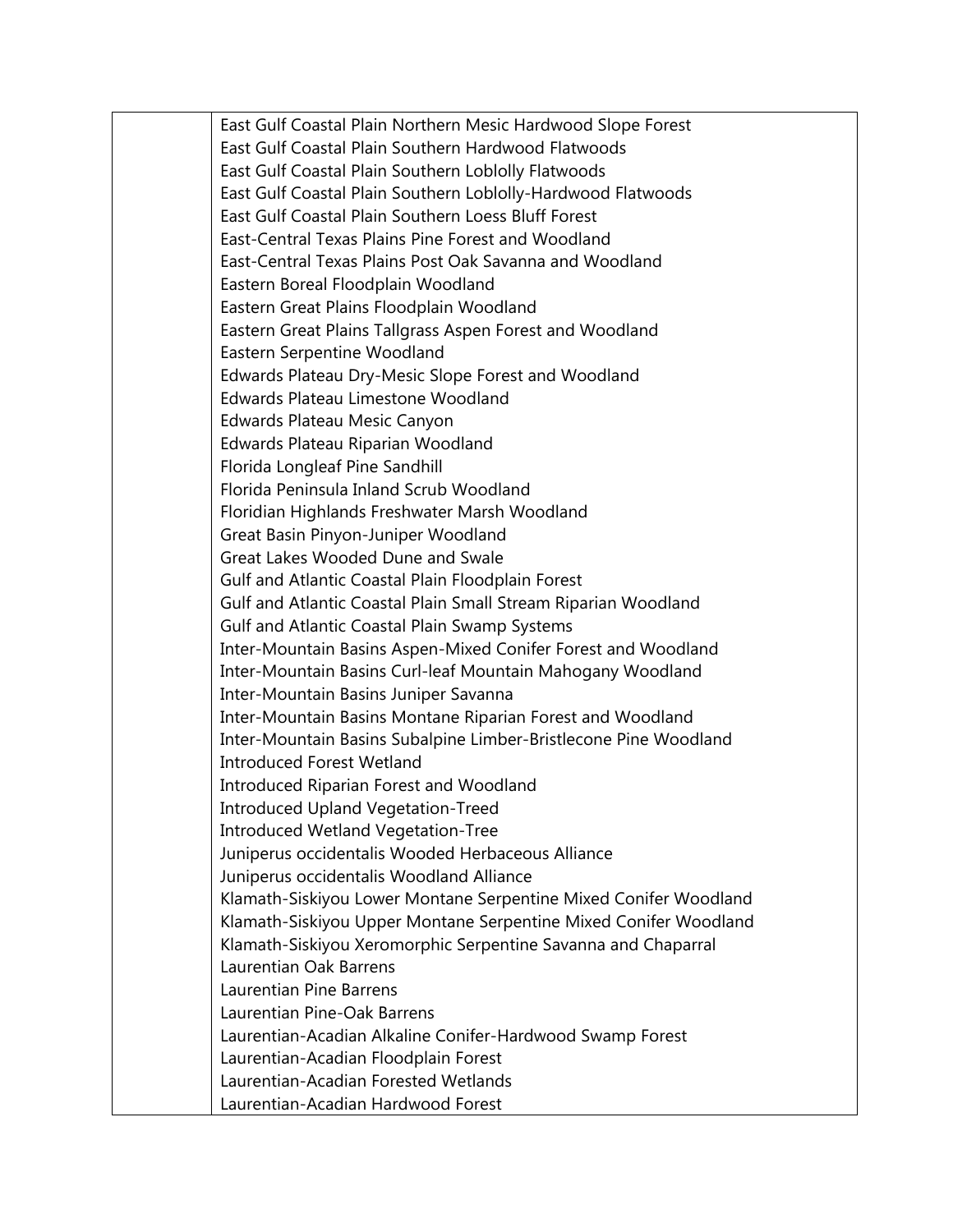| | |
|---|---|
| | East Gulf Coastal Plain Northern Mesic Hardwood Slope Forest<br>East Gulf Coastal Plain Southern Hardwood Flatwoods<br>East Gulf Coastal Plain Southern Loblolly Flatwoods<br>East Gulf Coastal Plain Southern Loblolly-Hardwood Flatwoods<br>East Gulf Coastal Plain Southern Loess Bluff Forest<br>East-Central Texas Plains Pine Forest and Woodland<br>East-Central Texas Plains Post Oak Savanna and Woodland<br>Eastern Boreal Floodplain Woodland<br>Eastern Great Plains Floodplain Woodland<br>Eastern Great Plains Tallgrass Aspen Forest and Woodland<br>Eastern Serpentine Woodland<br>Edwards Plateau Dry-Mesic Slope Forest and Woodland<br>Edwards Plateau Limestone Woodland<br>Edwards Plateau Mesic Canyon<br>Edwards Plateau Riparian Woodland<br>Florida Longleaf Pine Sandhill<br>Florida Peninsula Inland Scrub Woodland<br>Floridian Highlands Freshwater Marsh Woodland<br>Great Basin Pinyon-Juniper Woodland<br>Great Lakes Wooded Dune and Swale<br>Gulf and Atlantic Coastal Plain Floodplain Forest<br>Gulf and Atlantic Coastal Plain Small Stream Riparian Woodland<br>Gulf and Atlantic Coastal Plain Swamp Systems<br>Inter-Mountain Basins Aspen-Mixed Conifer Forest and Woodland<br>Inter-Mountain Basins Curl-leaf Mountain Mahogany Woodland<br>Inter-Mountain Basins Juniper Savanna<br>Inter-Mountain Basins Montane Riparian Forest and Woodland<br>Inter-Mountain Basins Subalpine Limber-Bristlecone Pine Woodland<br>Introduced Forest Wetland<br>Introduced Riparian Forest and Woodland<br>Introduced Upland Vegetation-Treed<br>Introduced Wetland Vegetation-Tree<br>Juniperus occidentalis Wooded Herbaceous Alliance<br>Juniperus occidentalis Woodland Alliance<br>Klamath-Siskiyou Lower Montane Serpentine Mixed Conifer Woodland<br>Klamath-Siskiyou Upper Montane Serpentine Mixed Conifer Woodland<br>Klamath-Siskiyou Xeromorphic Serpentine Savanna and Chaparral<br>Laurentian Oak Barrens<br>Laurentian Pine Barrens<br>Laurentian Pine-Oak Barrens<br>Laurentian-Acadian Alkaline Conifer-Hardwood Swamp Forest<br>Laurentian-Acadian Floodplain Forest<br>Laurentian-Acadian Forested Wetlands<br>Laurentian-Acadian Hardwood Forest |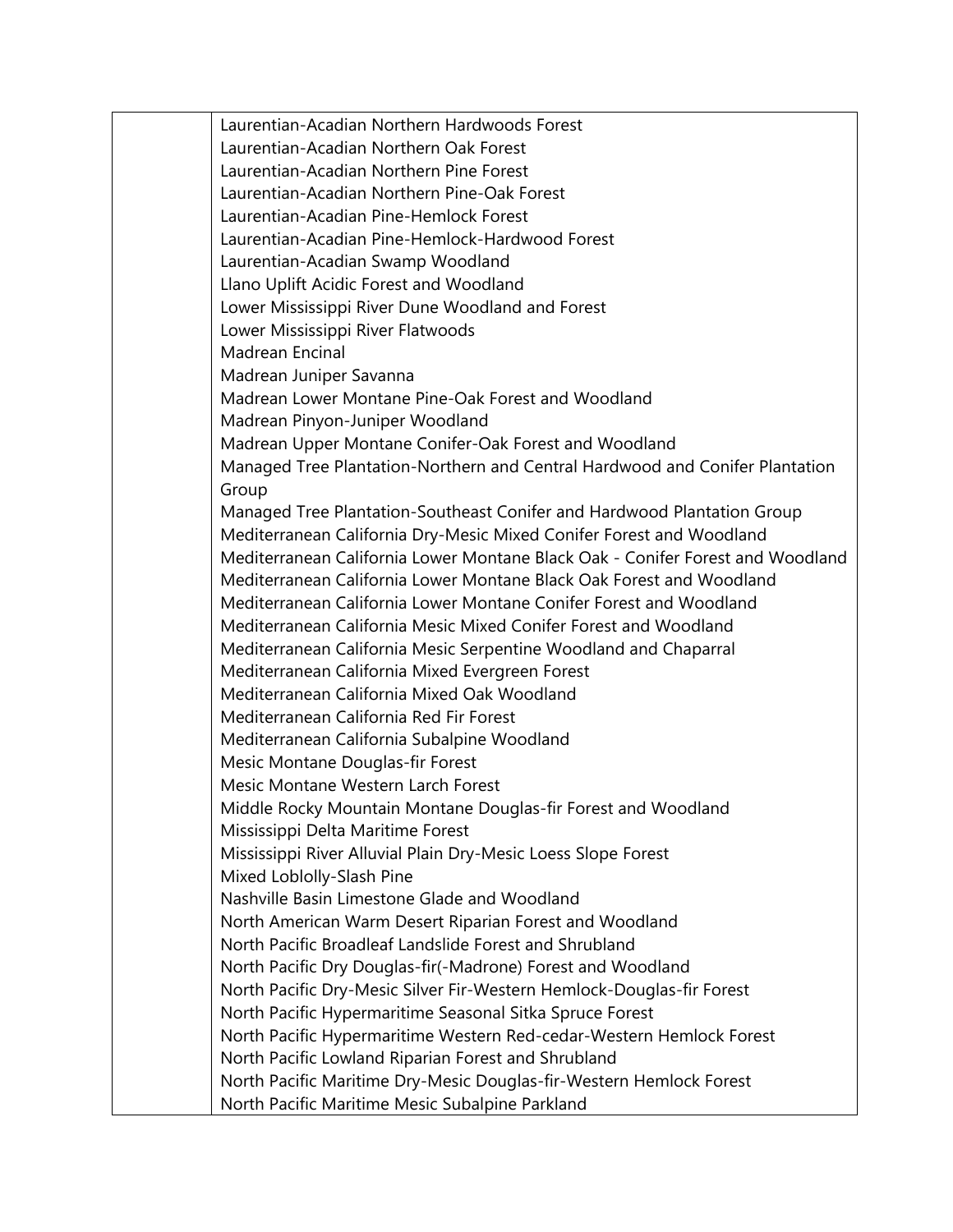| | |
|---|---|
| | Laurentian-Acadian Northern Hardwoods Forest<br>Laurentian-Acadian Northern Oak Forest<br>Laurentian-Acadian Northern Pine Forest<br>Laurentian-Acadian Northern Pine-Oak Forest<br>Laurentian-Acadian Pine-Hemlock Forest<br>Laurentian-Acadian Pine-Hemlock-Hardwood Forest<br>Laurentian-Acadian Swamp Woodland<br>Llano Uplift Acidic Forest and Woodland<br>Lower Mississippi River Dune Woodland and Forest<br>Lower Mississippi River Flatwoods<br>Madrean Encinal<br>Madrean Juniper Savanna<br>Madrean Lower Montane Pine-Oak Forest and Woodland<br>Madrean Pinyon-Juniper Woodland<br>Madrean Upper Montane Conifer-Oak Forest and Woodland<br>Managed Tree Plantation-Northern and Central Hardwood and Conifer Plantation Group<br>Managed Tree Plantation-Southeast Conifer and Hardwood Plantation Group<br>Mediterranean California Dry-Mesic Mixed Conifer Forest and Woodland<br>Mediterranean California Lower Montane Black Oak - Conifer Forest and Woodland<br>Mediterranean California Lower Montane Black Oak Forest and Woodland<br>Mediterranean California Lower Montane Conifer Forest and Woodland<br>Mediterranean California Mesic Mixed Conifer Forest and Woodland<br>Mediterranean California Mesic Serpentine Woodland and Chaparral<br>Mediterranean California Mixed Evergreen Forest<br>Mediterranean California Mixed Oak Woodland<br>Mediterranean California Red Fir Forest<br>Mediterranean California Subalpine Woodland<br>Mesic Montane Douglas-fir Forest<br>Mesic Montane Western Larch Forest<br>Middle Rocky Mountain Montane Douglas-fir Forest and Woodland<br>Mississippi Delta Maritime Forest<br>Mississippi River Alluvial Plain Dry-Mesic Loess Slope Forest<br>Mixed Loblolly-Slash Pine<br>Nashville Basin Limestone Glade and Woodland<br>North American Warm Desert Riparian Forest and Woodland<br>North Pacific Broadleaf Landslide Forest and Shrubland<br>North Pacific Dry Douglas-fir(-Madrone) Forest and Woodland<br>North Pacific Dry-Mesic Silver Fir-Western Hemlock-Douglas-fir Forest<br>North Pacific Hypermaritime Seasonal Sitka Spruce Forest<br>North Pacific Hypermaritime Western Red-cedar-Western Hemlock Forest<br>North Pacific Lowland Riparian Forest and Shrubland<br>North Pacific Maritime Dry-Mesic Douglas-fir-Western Hemlock Forest<br>North Pacific Maritime Mesic Subalpine Parkland |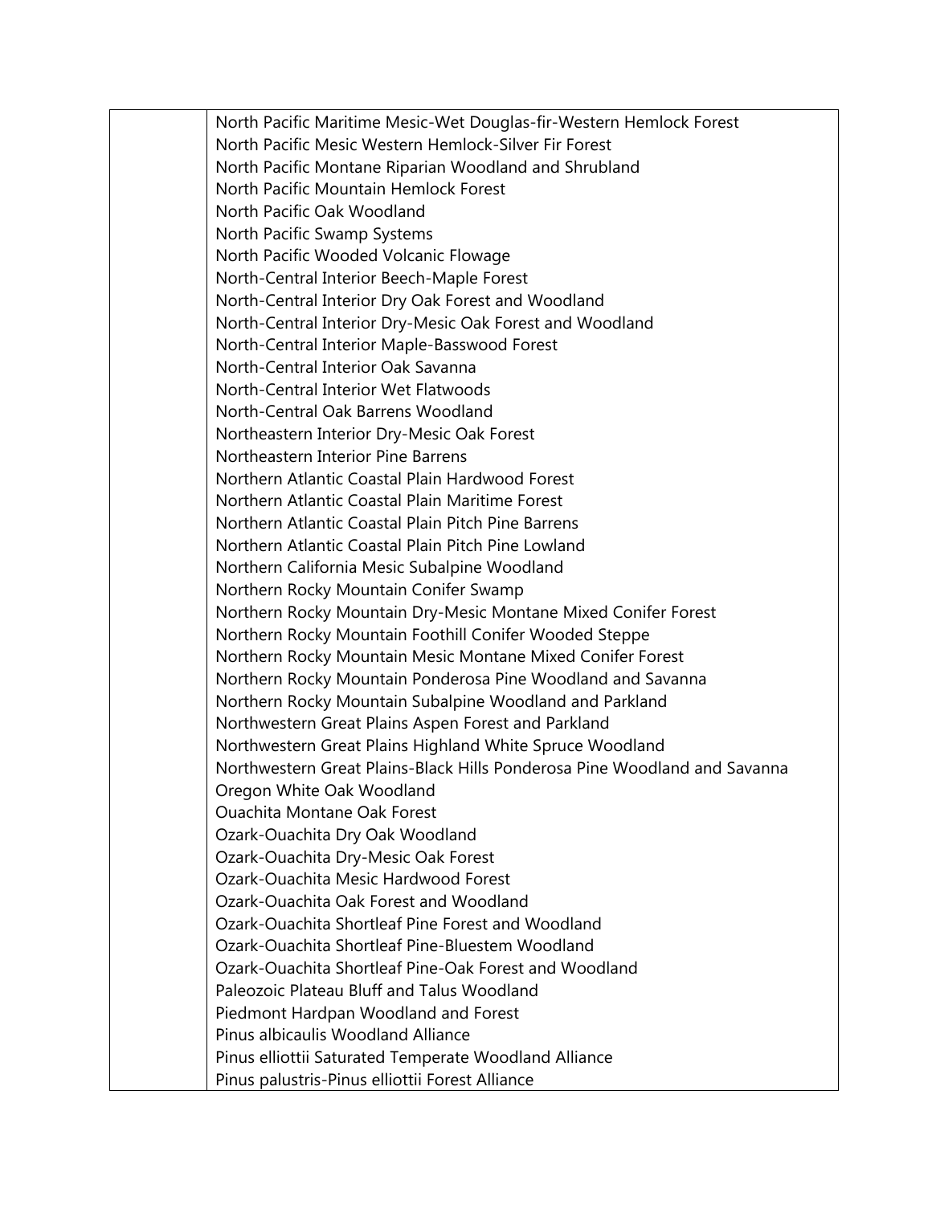|  | North Pacific Maritime Mesic-Wet Douglas-fir-Western Hemlock Forest<br>North Pacific Mesic Western Hemlock-Silver Fir Forest<br>North Pacific Montane Riparian Woodland and Shrubland<br>North Pacific Mountain Hemlock Forest<br>North Pacific Oak Woodland<br>North Pacific Swamp Systems<br>North Pacific Wooded Volcanic Flowage<br>North-Central Interior Beech-Maple Forest<br>North-Central Interior Dry Oak Forest and Woodland<br>North-Central Interior Dry-Mesic Oak Forest and Woodland<br>North-Central Interior Maple-Basswood Forest<br>North-Central Interior Oak Savanna<br>North-Central Interior Wet Flatwoods<br>North-Central Oak Barrens Woodland<br>Northeastern Interior Dry-Mesic Oak Forest<br>Northeastern Interior Pine Barrens<br>Northern Atlantic Coastal Plain Hardwood Forest<br>Northern Atlantic Coastal Plain Maritime Forest<br>Northern Atlantic Coastal Plain Pitch Pine Barrens<br>Northern Atlantic Coastal Plain Pitch Pine Lowland<br>Northern California Mesic Subalpine Woodland<br>Northern Rocky Mountain Conifer Swamp<br>Northern Rocky Mountain Dry-Mesic Montane Mixed Conifer Forest<br>Northern Rocky Mountain Foothill Conifer Wooded Steppe<br>Northern Rocky Mountain Mesic Montane Mixed Conifer Forest<br>Northern Rocky Mountain Ponderosa Pine Woodland and Savanna<br>Northern Rocky Mountain Subalpine Woodland and Parkland<br>Northwestern Great Plains Aspen Forest and Parkland<br>Northwestern Great Plains Highland White Spruce Woodland<br>Northwestern Great Plains-Black Hills Ponderosa Pine Woodland and Savanna<br>Oregon White Oak Woodland<br>Ouachita Montane Oak Forest<br>Ozark-Ouachita Dry Oak Woodland<br>Ozark-Ouachita Dry-Mesic Oak Forest<br>Ozark-Ouachita Mesic Hardwood Forest<br>Ozark-Ouachita Oak Forest and Woodland<br>Ozark-Ouachita Shortleaf Pine Forest and Woodland<br>Ozark-Ouachita Shortleaf Pine-Bluestem Woodland<br>Ozark-Ouachita Shortleaf Pine-Oak Forest and Woodland<br>Paleozoic Plateau Bluff and Talus Woodland<br>Piedmont Hardpan Woodland and Forest<br>Pinus albicaulis Woodland Alliance<br>Pinus elliottii Saturated Temperate Woodland Alliance<br>Pinus palustris-Pinus elliottii Forest Alliance |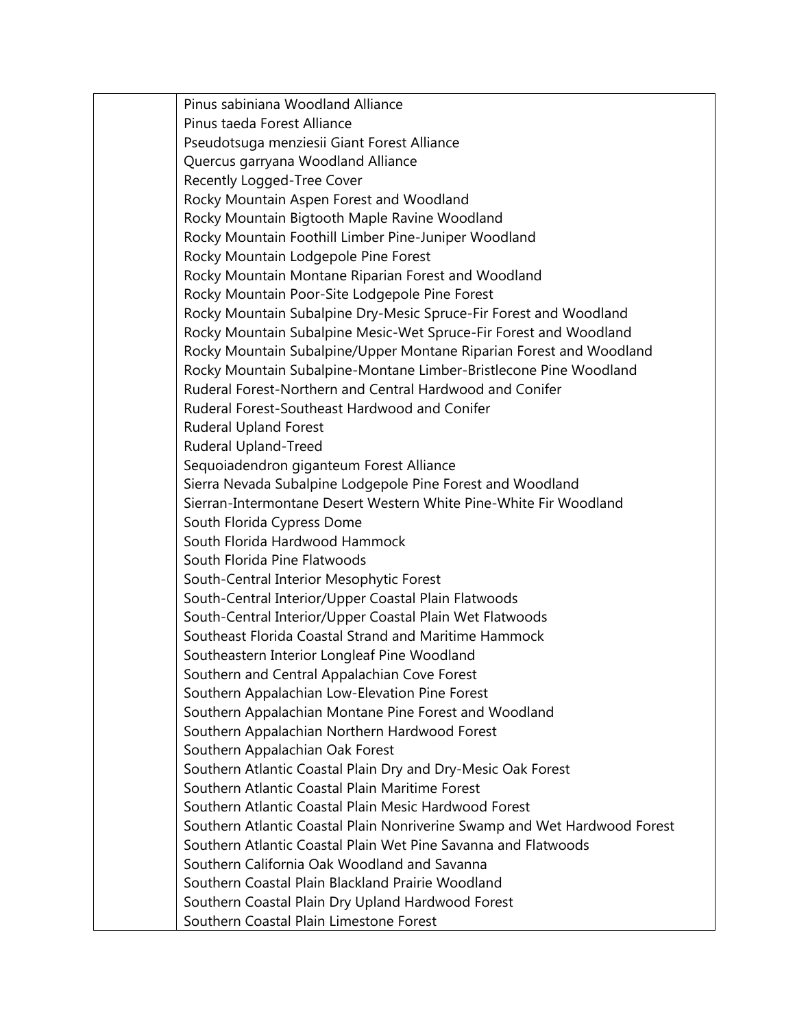| | |
|---|---|
| | Pinus sabiniana Woodland Alliance<br>Pinus taeda Forest Alliance<br>Pseudotsuga menziesii Giant Forest Alliance<br>Quercus garryana Woodland Alliance<br>Recently Logged-Tree Cover<br>Rocky Mountain Aspen Forest and Woodland<br>Rocky Mountain Bigtooth Maple Ravine Woodland<br>Rocky Mountain Foothill Limber Pine-Juniper Woodland<br>Rocky Mountain Lodgepole Pine Forest<br>Rocky Mountain Montane Riparian Forest and Woodland<br>Rocky Mountain Poor-Site Lodgepole Pine Forest<br>Rocky Mountain Subalpine Dry-Mesic Spruce-Fir Forest and Woodland<br>Rocky Mountain Subalpine Mesic-Wet Spruce-Fir Forest and Woodland<br>Rocky Mountain Subalpine/Upper Montane Riparian Forest and Woodland<br>Rocky Mountain Subalpine-Montane Limber-Bristlecone Pine Woodland<br>Ruderal Forest-Northern and Central Hardwood and Conifer<br>Ruderal Forest-Southeast Hardwood and Conifer<br>Ruderal Upland Forest<br>Ruderal Upland-Treed<br>Sequoiadendron giganteum Forest Alliance<br>Sierra Nevada Subalpine Lodgepole Pine Forest and Woodland<br>Sierran-Intermontane Desert Western White Pine-White Fir Woodland<br>South Florida Cypress Dome<br>South Florida Hardwood Hammock<br>South Florida Pine Flatwoods<br>South-Central Interior Mesophytic Forest<br>South-Central Interior/Upper Coastal Plain Flatwoods<br>South-Central Interior/Upper Coastal Plain Wet Flatwoods<br>Southeast Florida Coastal Strand and Maritime Hammock<br>Southeastern Interior Longleaf Pine Woodland<br>Southern and Central Appalachian Cove Forest<br>Southern Appalachian Low-Elevation Pine Forest<br>Southern Appalachian Montane Pine Forest and Woodland<br>Southern Appalachian Northern Hardwood Forest<br>Southern Appalachian Oak Forest<br>Southern Atlantic Coastal Plain Dry and Dry-Mesic Oak Forest<br>Southern Atlantic Coastal Plain Maritime Forest<br>Southern Atlantic Coastal Plain Mesic Hardwood Forest<br>Southern Atlantic Coastal Plain Nonriverine Swamp and Wet Hardwood Forest<br>Southern Atlantic Coastal Plain Wet Pine Savanna and Flatwoods<br>Southern California Oak Woodland and Savanna<br>Southern Coastal Plain Blackland Prairie Woodland<br>Southern Coastal Plain Dry Upland Hardwood Forest<br>Southern Coastal Plain Limestone Forest |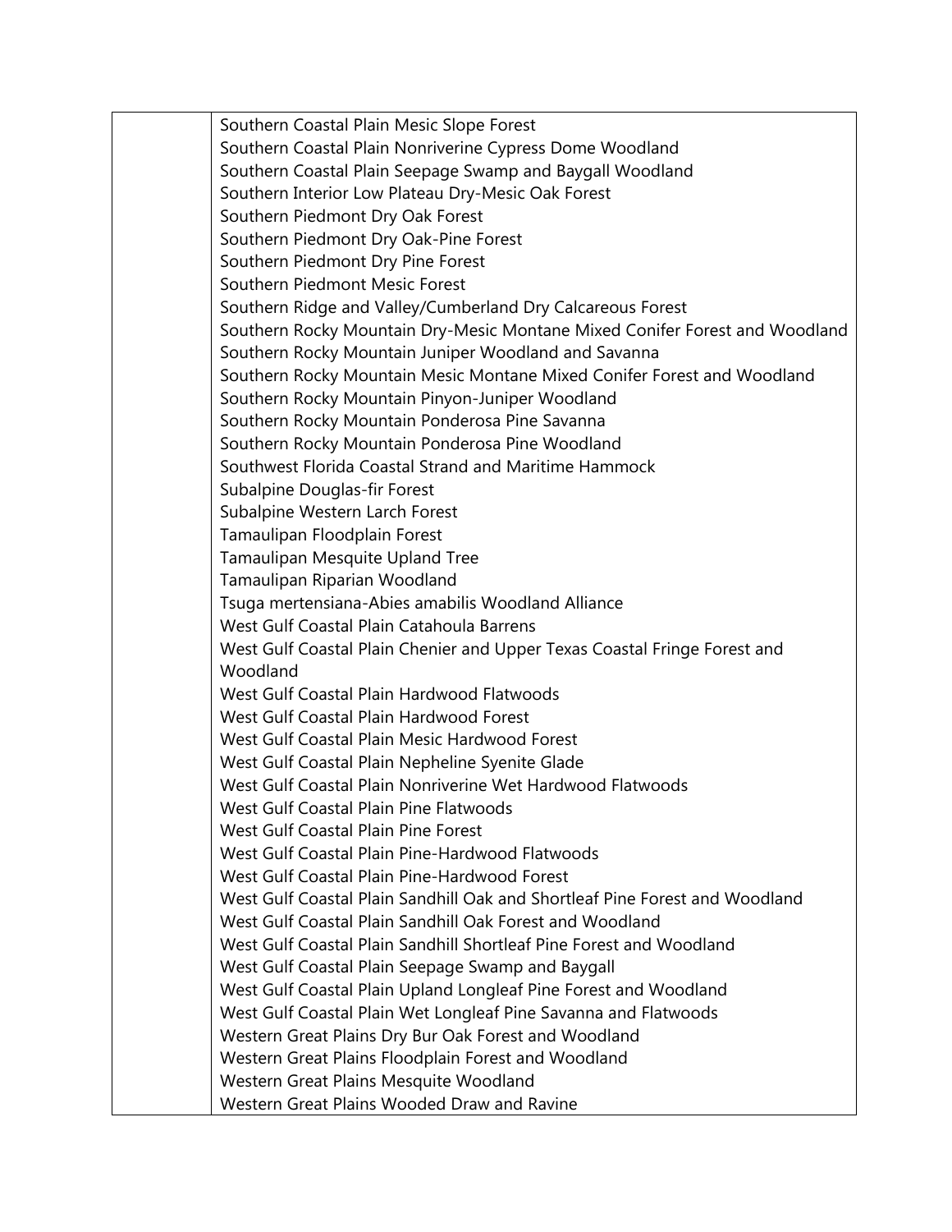| | |
|---|---|
| | Southern Coastal Plain Mesic Slope Forest<br>Southern Coastal Plain Nonriverine Cypress Dome Woodland<br>Southern Coastal Plain Seepage Swamp and Baygall Woodland<br>Southern Interior Low Plateau Dry-Mesic Oak Forest<br>Southern Piedmont Dry Oak Forest<br>Southern Piedmont Dry Oak-Pine Forest<br>Southern Piedmont Dry Pine Forest<br>Southern Piedmont Mesic Forest<br>Southern Ridge and Valley/Cumberland Dry Calcareous Forest<br>Southern Rocky Mountain Dry-Mesic Montane Mixed Conifer Forest and Woodland<br>Southern Rocky Mountain Juniper Woodland and Savanna<br>Southern Rocky Mountain Mesic Montane Mixed Conifer Forest and Woodland<br>Southern Rocky Mountain Pinyon-Juniper Woodland<br>Southern Rocky Mountain Ponderosa Pine Savanna<br>Southern Rocky Mountain Ponderosa Pine Woodland<br>Southwest Florida Coastal Strand and Maritime Hammock<br>Subalpine Douglas-fir Forest<br>Subalpine Western Larch Forest<br>Tamaulipan Floodplain Forest<br>Tamaulipan Mesquite Upland Tree<br>Tamaulipan Riparian Woodland<br>Tsuga mertensiana-Abies amabilis Woodland Alliance<br>West Gulf Coastal Plain Catahoula Barrens<br>West Gulf Coastal Plain Chenier and Upper Texas Coastal Fringe Forest and Woodland<br>West Gulf Coastal Plain Hardwood Flatwoods<br>West Gulf Coastal Plain Hardwood Forest<br>West Gulf Coastal Plain Mesic Hardwood Forest<br>West Gulf Coastal Plain Nepheline Syenite Glade<br>West Gulf Coastal Plain Nonriverine Wet Hardwood Flatwoods<br>West Gulf Coastal Plain Pine Flatwoods<br>West Gulf Coastal Plain Pine Forest<br>West Gulf Coastal Plain Pine-Hardwood Flatwoods<br>West Gulf Coastal Plain Pine-Hardwood Forest<br>West Gulf Coastal Plain Sandhill Oak and Shortleaf Pine Forest and Woodland<br>West Gulf Coastal Plain Sandhill Oak Forest and Woodland<br>West Gulf Coastal Plain Sandhill Shortleaf Pine Forest and Woodland<br>West Gulf Coastal Plain Seepage Swamp and Baygall<br>West Gulf Coastal Plain Upland Longleaf Pine Forest and Woodland<br>West Gulf Coastal Plain Wet Longleaf Pine Savanna and Flatwoods<br>Western Great Plains Dry Bur Oak Forest and Woodland<br>Western Great Plains Floodplain Forest and Woodland<br>Western Great Plains Mesquite Woodland<br>Western Great Plains Wooded Draw and Ravine |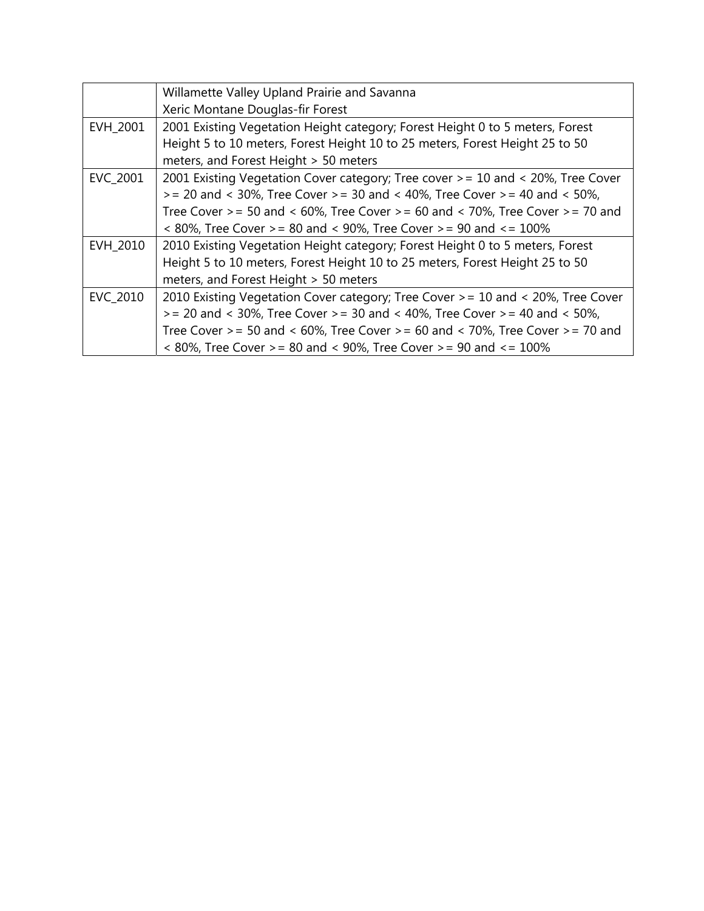| | |
|---|---|
| | Willamette Valley Upland Prairie and Savanna<br>Xeric Montane Douglas-fir Forest |
| EVH_2001 | 2001 Existing Vegetation Height category; Forest Height 0 to 5 meters, Forest Height 5 to 10 meters, Forest Height 10 to 25 meters, Forest Height 25 to 50 meters, and Forest Height > 50 meters |
| EVC_2001 | 2001 Existing Vegetation Cover category; Tree cover >= 10 and < 20%, Tree Cover >= 20 and < 30%, Tree Cover >= 30 and < 40%, Tree Cover >= 40 and < 50%, Tree Cover >= 50 and < 60%, Tree Cover >= 60 and < 70%, Tree Cover >= 70 and < 80%, Tree Cover >= 80 and < 90%, Tree Cover >= 90 and <= 100% |
| EVH_2010 | 2010 Existing Vegetation Height category; Forest Height 0 to 5 meters, Forest Height 5 to 10 meters, Forest Height 10 to 25 meters, Forest Height 25 to 50 meters, and Forest Height > 50 meters |
| EVC_2010 | 2010 Existing Vegetation Cover category; Tree Cover >= 10 and < 20%, Tree Cover >= 20 and < 30%, Tree Cover >= 30 and < 40%, Tree Cover >= 40 and < 50%, Tree Cover >= 50 and < 60%, Tree Cover >= 60 and < 70%, Tree Cover >= 70 and < 80%, Tree Cover >= 80 and < 90%, Tree Cover >= 90 and <= 100% |